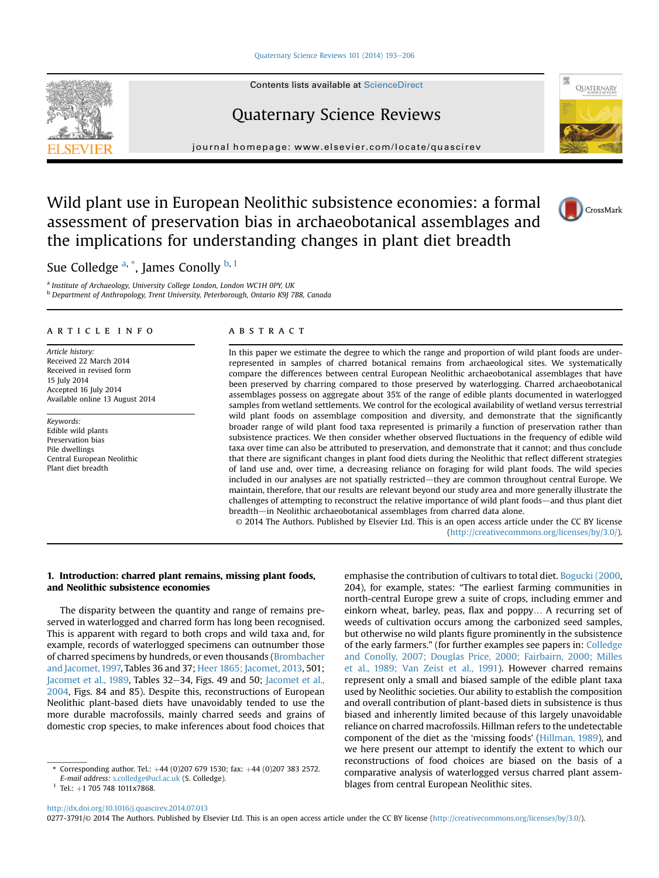# Wild plant use in European Neolithic subsistence economies: a formal assessment of preservation bias in archaeobotanical assemblages and the implications for understanding changes in plant diet breadth

Sue Colledge [a, *], James Conolly [b, 1]

[a] Institute of Archaeology, University College London, London WC1H 0PY, UK
[b] Department of Anthropology, Trent University, Peterborough, Ontario K9J 7B8, Canada

## ARTICLE INFO

*Article history:*
Received 22 March 2014
Received in revised form
15 July 2014
Accepted 16 July 2014
Available online 13 August 2014

*Keywords:*
Edible wild plants
Preservation bias
Pile dwellings
Central European Neolithic
Plant diet breadth

## ABSTRACT

In this paper we estimate the degree to which the range and proportion of wild plant foods are under-represented in samples of charred botanical remains from archaeological sites. We systematically compare the differences between central European Neolithic archaeobotanical assemblages that have been preserved by charring compared to those preserved by waterlogging. Charred archaeobotanical assemblages possess on aggregate about 35% of the range of edible plants documented in waterlogged samples from wetland settlements. We control for the ecological availability of wetland versus terrestrial wild plant foods on assemblage composition and diversity, and demonstrate that the significantly broader range of wild plant food taxa represented is primarily a function of preservation rather than subsistence practices. We then consider whether observed fluctuations in the frequency of edible wild taxa over time can also be attributed to preservation, and demonstrate that it cannot; and thus conclude that there are significant changes in plant food diets during the Neolithic that reflect different strategies of land use and, over time, a decreasing reliance on foraging for wild plant foods. The wild species included in our analyses are not spatially restricted—they are common throughout central Europe. We maintain, therefore, that our results are relevant beyond our study area and more generally illustrate the challenges of attempting to reconstruct the relative importance of wild plant foods—and thus plant diet breadth—in Neolithic archaeobotanical assemblages from charred data alone.

© 2014 The Authors. Published by Elsevier Ltd. This is an open access article under the CC BY license (http://creativecommons.org/licenses/by/3.0/).

## 1. Introduction: charred plant remains, missing plant foods, and Neolithic subsistence economies

The disparity between the quantity and range of remains preserved in waterlogged and charred form has long been recognised. This is apparent with regard to both crops and wild taxa and, for example, records of waterlogged specimens can outnumber those of charred specimens by hundreds, or even thousands (Brombacher and Jacomet, 1997, Tables 36 and 37; Heer 1865; Jacomet, 2013, 501; Jacomet et al., 1989, Tables 32–34, Figs. 49 and 50; Jacomet et al., 2004, Figs. 84 and 85). Despite this, reconstructions of European Neolithic plant-based diets have unavoidably tended to use the more durable macrofossils, mainly charred seeds and grains of domestic crop species, to make inferences about food choices that emphasise the contribution of cultivars to total diet. Bogucki (2000, 204), for example, states: "The earliest farming communities in north-central Europe grew a suite of crops, including emmer and einkorn wheat, barley, peas, flax and poppy… A recurring set of weeds of cultivation occurs among the carbonized seed samples, but otherwise no wild plants figure prominently in the subsistence of the early farmers." (for further examples see papers in: Colledge and Conolly, 2007; Douglas Price, 2000; Fairbairn, 2000; Milles et al., 1989; Van Zeist et al., 1991). However charred remains represent only a small and biased sample of the edible plant taxa used by Neolithic societies. Our ability to establish the composition and overall contribution of plant-based diets in subsistence is thus biased and inherently limited because of this largely unavoidable reliance on charred macrofossils. Hillman refers to the undetectable component of the diet as the 'missing foods' (Hillman, 1989), and we here present our attempt to identify the extent to which our reconstructions of food choices are biased on the basis of a comparative analysis of waterlogged versus charred plant assemblages from central European Neolithic sites.

\* Corresponding author. Tel.: +44 (0)207 679 1530; fax: +44 (0)207 383 2572.
*E-mail address:* s.colledge@ucl.ac.uk (S. Colledge).
[1] Tel.: +1 705 748 1011x7868.

http://dx.doi.org/10.1016/j.quascirev.2014.07.013
0277-3791/© 2014 The Authors. Published by Elsevier Ltd. This is an open access article under the CC BY license (http://creativecommons.org/licenses/by/3.0/).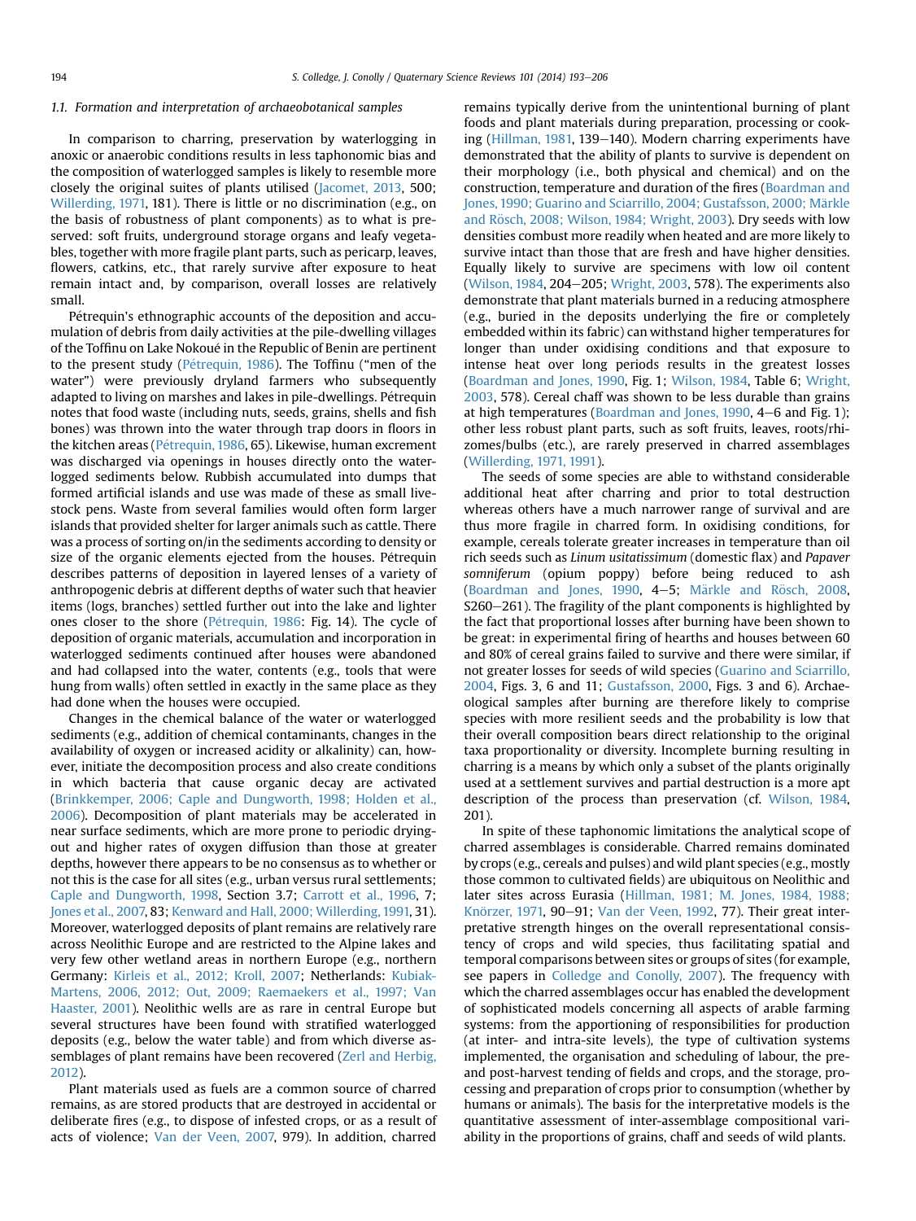### 1.1. Formation and interpretation of archaeobotanical samples

In comparison to charring, preservation by waterlogging in anoxic or anaerobic conditions results in less taphonomic bias and the composition of waterlogged samples is likely to resemble more closely the original suites of plants utilised (Jacomet, 2013, 500; Willerding, 1971, 181). There is little or no discrimination (e.g., on the basis of robustness of plant components) as to what is preserved: soft fruits, underground storage organs and leafy vegetables, together with more fragile plant parts, such as pericarp, leaves, flowers, catkins, etc., that rarely survive after exposure to heat remain intact and, by comparison, overall losses are relatively small.

Pétrequin's ethnographic accounts of the deposition and accumulation of debris from daily activities at the pile-dwelling villages of the Toffinu on Lake Nokoué in the Republic of Benin are pertinent to the present study (Pétrequin, 1986). The Toffinu ("men of the water") were previously dryland farmers who subsequently adapted to living on marshes and lakes in pile-dwellings. Pétrequin notes that food waste (including nuts, seeds, grains, shells and fish bones) was thrown into the water through trap doors in floors in the kitchen areas (Pétrequin, 1986, 65). Likewise, human excrement was discharged via openings in houses directly onto the waterlogged sediments below. Rubbish accumulated into dumps that formed artificial islands and use was made of these as small livestock pens. Waste from several families would often form larger islands that provided shelter for larger animals such as cattle. There was a process of sorting on/in the sediments according to density or size of the organic elements ejected from the houses. Pétrequin describes patterns of deposition in layered lenses of a variety of anthropogenic debris at different depths of water such that heavier items (logs, branches) settled further out into the lake and lighter ones closer to the shore (Pétrequin, 1986: Fig. 14). The cycle of deposition of organic materials, accumulation and incorporation in waterlogged sediments continued after houses were abandoned and had collapsed into the water, contents (e.g., tools that were hung from walls) often settled in exactly in the same place as they had done when the houses were occupied.

Changes in the chemical balance of the water or waterlogged sediments (e.g., addition of chemical contaminants, changes in the availability of oxygen or increased acidity or alkalinity) can, however, initiate the decomposition process and also create conditions in which bacteria that cause organic decay are activated (Brinkkemper, 2006; Caple and Dungworth, 1998; Holden et al., 2006). Decomposition of plant materials may be accelerated in near surface sediments, which are more prone to periodic drying-out and higher rates of oxygen diffusion than those at greater depths, however there appears to be no consensus as to whether or not this is the case for all sites (e.g., urban versus rural settlements; Caple and Dungworth, 1998, Section 3.7; Carrott et al., 1996, 7; Jones et al., 2007, 83; Kenward and Hall, 2000; Willerding, 1991, 31). Moreover, waterlogged deposits of plant remains are relatively rare across Neolithic Europe and are restricted to the Alpine lakes and very few other wetland areas in northern Europe (e.g., northern Germany: Kirleis et al., 2012; Kroll, 2007; Netherlands: Kubiak-Martens, 2006, 2012; Out, 2009; Raemaekers et al., 1997; Van Haaster, 2001). Neolithic wells are as rare in central Europe but several structures have been found with stratified waterlogged deposits (e.g., below the water table) and from which diverse assemblages of plant remains have been recovered (Zerl and Herbig, 2012).

Plant materials used as fuels are a common source of charred remains, as are stored products that are destroyed in accidental or deliberate fires (e.g., to dispose of infested crops, or as a result of acts of violence; Van der Veen, 2007, 979). In addition, charred remains typically derive from the unintentional burning of plant foods and plant materials during preparation, processing or cooking (Hillman, 1981, 139–140). Modern charring experiments have demonstrated that the ability of plants to survive is dependent on their morphology (i.e., both physical and chemical) and on the construction, temperature and duration of the fires (Boardman and Jones, 1990; Guarino and Sciarrillo, 2004; Gustafsson, 2000; Märkle and Rösch, 2008; Wilson, 1984; Wright, 2003). Dry seeds with low densities combust more readily when heated and are more likely to survive intact than those that are fresh and have higher densities. Equally likely to survive are specimens with low oil content (Wilson, 1984, 204–205; Wright, 2003, 578). The experiments also demonstrate that plant materials burned in a reducing atmosphere (e.g., buried in the deposits underlying the fire or completely embedded within its fabric) can withstand higher temperatures for longer than under oxidising conditions and that exposure to intense heat over long periods results in the greatest losses (Boardman and Jones, 1990, Fig. 1; Wilson, 1984, Table 6; Wright, 2003, 578). Cereal chaff was shown to be less durable than grains at high temperatures (Boardman and Jones, 1990, 4–6 and Fig. 1); other less robust plant parts, such as soft fruits, leaves, roots/rhizomes/bulbs (etc.), are rarely preserved in charred assemblages (Willerding, 1971, 1991).

The seeds of some species are able to withstand considerable additional heat after charring and prior to total destruction whereas others have a much narrower range of survival and are thus more fragile in charred form. In oxidising conditions, for example, cereals tolerate greater increases in temperature than oil rich seeds such as *Linum usitatissimum* (domestic flax) and *Papaver somniferum* (opium poppy) before being reduced to ash (Boardman and Jones, 1990, 4–5; Märkle and Rösch, 2008, S260–261). The fragility of the plant components is highlighted by the fact that proportional losses after burning have been shown to be great: in experimental firing of hearths and houses between 60 and 80% of cereal grains failed to survive and there were similar, if not greater losses for seeds of wild species (Guarino and Sciarrillo, 2004, Figs. 3, 6 and 11; Gustafsson, 2000, Figs. 3 and 6). Archaeological samples after burning are therefore likely to comprise species with more resilient seeds and the probability is low that their overall composition bears direct relationship to the original taxa proportionality or diversity. Incomplete burning resulting in charring is a means by which only a subset of the plants originally used at a settlement survives and partial destruction is a more apt description of the process than preservation (cf. Wilson, 1984, 201).

In spite of these taphonomic limitations the analytical scope of charred assemblages is considerable. Charred remains dominated by crops (e.g., cereals and pulses) and wild plant species (e.g., mostly those common to cultivated fields) are ubiquitous on Neolithic and later sites across Eurasia (Hillman, 1981; M. Jones, 1984, 1988; Knörzer, 1971, 90–91; Van der Veen, 1992, 77). Their great interpretative strength hinges on the overall representational consistency of crops and wild species, thus facilitating spatial and temporal comparisons between sites or groups of sites (for example, see papers in Colledge and Conolly, 2007). The frequency with which the charred assemblages occur has enabled the development of sophisticated models concerning all aspects of arable farming systems: from the apportioning of responsibilities for production (at inter- and intra-site levels), the type of cultivation systems implemented, the organisation and scheduling of labour, the pre- and post-harvest tending of fields and crops, and the storage, processing and preparation of crops prior to consumption (whether by humans or animals). The basis for the interpretative models is the quantitative assessment of inter-assemblage compositional variability in the proportions of grains, chaff and seeds of wild plants.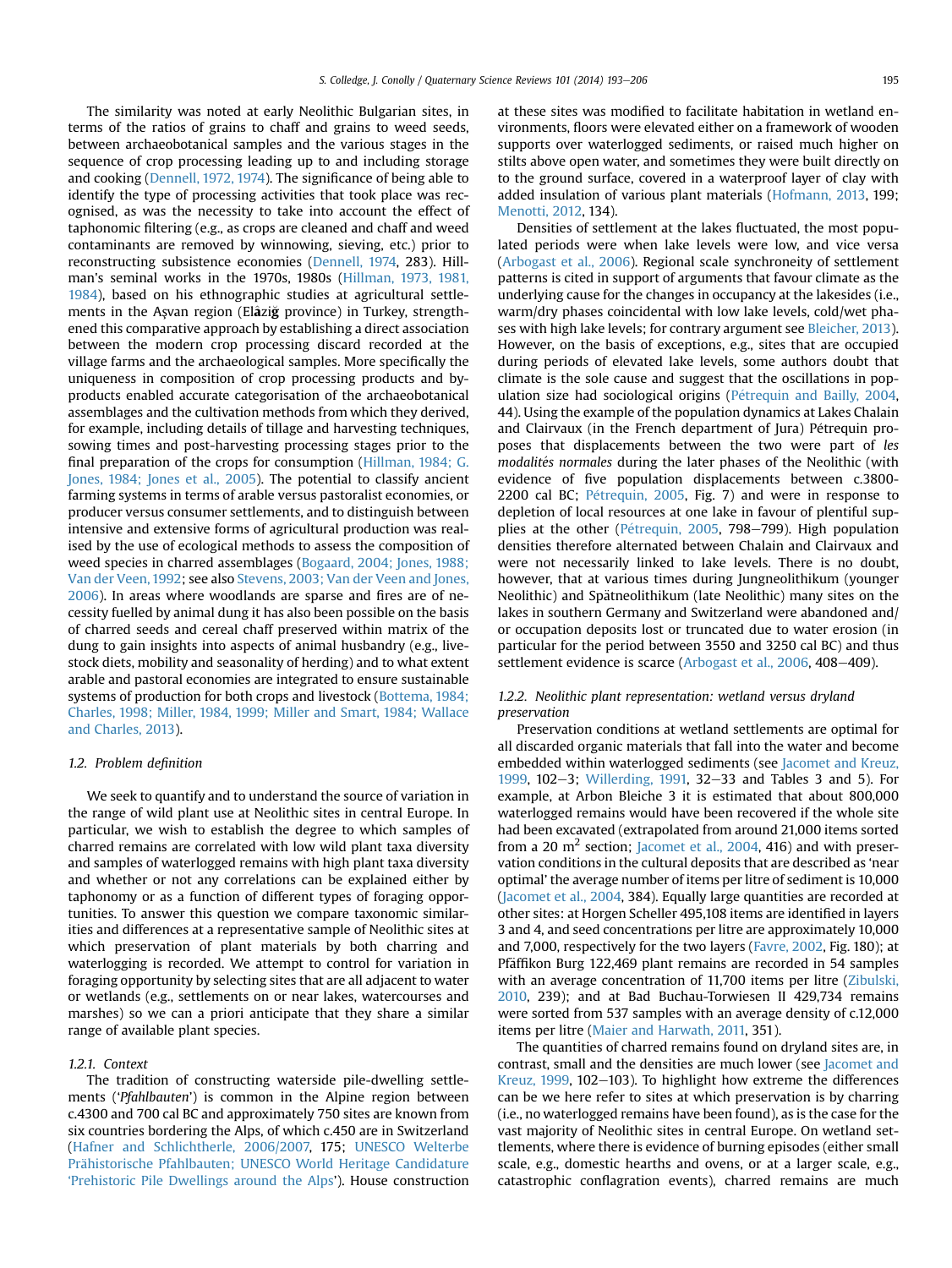The similarity was noted at early Neolithic Bulgarian sites, in terms of the ratios of grains to chaff and grains to weed seeds, between archaeobotanical samples and the various stages in the sequence of crop processing leading up to and including storage and cooking (Dennell, 1972, 1974). The significance of being able to identify the type of processing activities that took place was recognised, as was the necessity to take into account the effect of taphonomic filtering (e.g., as crops are cleaned and chaff and weed contaminants are removed by winnowing, sieving, etc.) prior to reconstructing subsistence economies (Dennell, 1974, 283). Hillman's seminal works in the 1970s, 1980s (Hillman, 1973, 1981, 1984), based on his ethnographic studies at agricultural settlements in the Aşvan region (Elâzığ province) in Turkey, strengthened this comparative approach by establishing a direct association between the modern crop processing discard recorded at the village farms and the archaeological samples. More specifically the uniqueness in composition of crop processing products and by-products enabled accurate categorisation of the archaeobotanical assemblages and the cultivation methods from which they derived, for example, including details of tillage and harvesting techniques, sowing times and post-harvesting processing stages prior to the final preparation of the crops for consumption (Hillman, 1984; G. Jones, 1984; Jones et al., 2005). The potential to classify ancient farming systems in terms of arable versus pastoralist economies, or producer versus consumer settlements, and to distinguish between intensive and extensive forms of agricultural production was realised by the use of ecological methods to assess the composition of weed species in charred assemblages (Bogaard, 2004; Jones, 1988; Van der Veen, 1992; see also Stevens, 2003; Van der Veen and Jones, 2006). In areas where woodlands are sparse and fires are of necessity fuelled by animal dung it has also been possible on the basis of charred seeds and cereal chaff preserved within matrix of the dung to gain insights into aspects of animal husbandry (e.g., livestock diets, mobility and seasonality of herding) and to what extent arable and pastoral economies are integrated to ensure sustainable systems of production for both crops and livestock (Bottema, 1984; Charles, 1998; Miller, 1984, 1999; Miller and Smart, 1984; Wallace and Charles, 2013).

### 1.2. Problem definition

We seek to quantify and to understand the source of variation in the range of wild plant use at Neolithic sites in central Europe. In particular, we wish to establish the degree to which samples of charred remains are correlated with low wild plant taxa diversity and samples of waterlogged remains with high plant taxa diversity and whether or not any correlations can be explained either by taphonomy or as a function of different types of foraging opportunities. To answer this question we compare taxonomic similarities and differences at a representative sample of Neolithic sites at which preservation of plant materials by both charring and waterlogging is recorded. We attempt to control for variation in foraging opportunity by selecting sites that are all adjacent to water or wetlands (e.g., settlements on or near lakes, watercourses and marshes) so we can a priori anticipate that they share a similar range of available plant species.

#### 1.2.1. Context

The tradition of constructing waterside pile-dwelling settlements ('*Pfahlbauten*') is common in the Alpine region between c.4300 and 700 cal BC and approximately 750 sites are known from six countries bordering the Alps, of which c.450 are in Switzerland (Hafner and Schlichtherle, 2006/2007, 175; UNESCO Welterbe Prähistorische Pfahlbauten; UNESCO World Heritage Candidature 'Prehistoric Pile Dwellings around the Alps'). House construction at these sites was modified to facilitate habitation in wetland environments, floors were elevated either on a framework of wooden supports over waterlogged sediments, or raised much higher on stilts above open water, and sometimes they were built directly on to the ground surface, covered in a waterproof layer of clay with added insulation of various plant materials (Hofmann, 2013, 199; Menotti, 2012, 134).

Densities of settlement at the lakes fluctuated, the most populated periods were when lake levels were low, and vice versa (Arbogast et al., 2006). Regional scale synchroneity of settlement patterns is cited in support of arguments that favour climate as the underlying cause for the changes in occupancy at the lakesides (i.e., warm/dry phases coincidental with low lake levels, cold/wet phases with high lake levels; for contrary argument see Bleicher, 2013). However, on the basis of exceptions, e.g., sites that are occupied during periods of elevated lake levels, some authors doubt that climate is the sole cause and suggest that the oscillations in population size had sociological origins (Pétrequin and Bailly, 2004, 44). Using the example of the population dynamics at Lakes Chalain and Clairvaux (in the French department of Jura) Pétrequin proposes that displacements between the two were part of *les modalités normales* during the later phases of the Neolithic (with evidence of five population displacements between c.3800-2200 cal BC; Pétrequin, 2005, Fig. 7) and were in response to depletion of local resources at one lake in favour of plentiful supplies at the other (Pétrequin, 2005, 798–799). High population densities therefore alternated between Chalain and Clairvaux and were not necessarily linked to lake levels. There is no doubt, however, that at various times during Jungneolithikum (younger Neolithic) and Spätneolithikum (late Neolithic) many sites on the lakes in southern Germany and Switzerland were abandoned and/or occupation deposits lost or truncated due to water erosion (in particular for the period between 3550 and 3250 cal BC) and thus settlement evidence is scarce (Arbogast et al., 2006, 408–409).

#### 1.2.2. Neolithic plant representation: wetland versus dryland preservation

Preservation conditions at wetland settlements are optimal for all discarded organic materials that fall into the water and become embedded within waterlogged sediments (see Jacomet and Kreuz, 1999, 102–3; Willerding, 1991, 32–33 and Tables 3 and 5). For example, at Arbon Bleiche 3 it is estimated that about 800,000 waterlogged remains would have been recovered if the whole site had been excavated (extrapolated from around 21,000 items sorted from a 20 m$^2$ section; Jacomet et al., 2004, 416) and with preservation conditions in the cultural deposits that are described as 'near optimal' the average number of items per litre of sediment is 10,000 (Jacomet et al., 2004, 384). Equally large quantities are recorded at other sites: at Horgen Scheller 495,108 items are identified in layers 3 and 4, and seed concentrations per litre are approximately 10,000 and 7,000, respectively for the two layers (Favre, 2002, Fig. 180); at Pfäffikon Burg 122,469 plant remains are recorded in 54 samples with an average concentration of 11,700 items per litre (Zibulski, 2010, 239); and at Bad Buchau-Torwiesen II 429,734 remains were sorted from 537 samples with an average density of c.12,000 items per litre (Maier and Harwath, 2011, 351).

The quantities of charred remains found on dryland sites are, in contrast, small and the densities are much lower (see Jacomet and Kreuz, 1999, 102–103). To highlight how extreme the differences can be we here refer to sites at which preservation is by charring (i.e., no waterlogged remains have been found), as is the case for the vast majority of Neolithic sites in central Europe. On wetland settlements, where there is evidence of burning episodes (either small scale, e.g., domestic hearths and ovens, or at a larger scale, e.g., catastrophic conflagration events), charred remains are much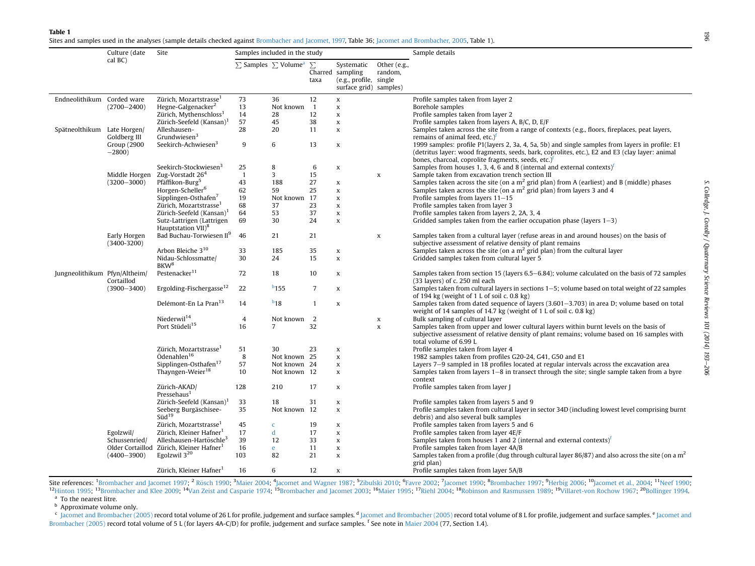**Table 1**
Sites and samples used in the analyses (sample details checked against Brombacher and Jacomet, 1997, Table 36; Jacomet and Brombacher, 2005, Table 1).

| | Culture (date cal BC) | Site | Samples included in the study | | | | | Sample details |
|---|---|---|---|---|---|---|---|---|
| | | | ∑ Samples | ∑ Volume[a] | ∑ Charred taxa | Systematic sampling (e.g., profile, surface grid) | Other (e.g., random, single samples) | |
| Endneolithikum | Corded ware (2700−2400) | Zürich, Mozartstrasse[1] | 73 | 36 | 12 | x | | Profile samples taken from layer 2 |
| | | Hegne-Galgenacker[2] | 13 | Not known | 1 | x | | Borehole samples |
| | | Zürich, Mythenschloss[1] | 14 | 28 | 12 | x | | Profile samples taken from layer 2 |
| | | Zürich-Seefeld (Kansan)[1] | 57 | 45 | 38 | x | | Profile samples taken from layers A, B/C, D, E/F |
| Spätneolthikum | Late Horgen/ Goldberg III Group (2900 −2800) | Alleshausen-Grundwiesen[3] | 28 | 20 | 11 | x | | Samples taken across the site from a range of contexts (e.g., floors, fireplaces, peat layers, remains of animal feed, etc.)[f] |
| | | Seekirch-Achwiesen[3] | 9 | 6 | 13 | x | | 1999 samples: profile P1(layers 2, 3a, 4, 5a, 5b) and single samples from layers in profile: E1 (detritus layer: wood fragments, seeds, bark, coprolites, etc.), E2 and E3 (clay layer: animal bones, charcoal, coprolite fragments, seeds, etc.)[f] |
| | | Seekirch-Stockwiesen[3] | 25 | 8 | 6 | x | | Samples from houses 1, 3, 4, 6 and 8 (internal and external contexts)[f] |
| | Middle Horgen (3200−3000) | Zug-Vorstadt 26[4] | 1 | 3 | 15 | | x | Sample taken from excavation trench section III |
| | | Pfäffikon-Burg[5] | 43 | 188 | 27 | x | | Samples taken across the site (on a m$^2$ grid plan) from A (earliest) and B (middle) phases |
| | | Horgen-Scheller[6] | 62 | 59 | 25 | x | | Samples taken across the site (on a m$^2$ grid plan) from layers 3 and 4 |
| | | Sipplingen-Osthafen[7] | 19 | Not known | 17 | x | | Profile samples from layers 11−15 |
| | | Zürich, Mozartstrasse[1] | 68 | 37 | 23 | x | | Profile samples taken from layer 3 |
| | | Zürich-Seefeld (Kansan)[1] | 64 | 53 | 37 | x | | Profile samples taken from layers 2, 2A, 3, 4 |
| | | Sutz-Lattrigen (Lattrigen Hauptstation VII)[8] | 69 | 30 | 24 | x | | Gridded samples taken from the earlier occupation phase (layers 1−3) |
| | Early Horgen (3400-3200) | Bad Buchau-Torwiesen II[9] | 46 | 21 | 21 | | x | Samples taken from a cultural layer (refuse areas in and around houses) on the basis of subjective assessment of relative density of plant remains |
| | | Arbon Bleiche 3[10] | 33 | 185 | 35 | x | | Samples taken across the site (on a m$^2$ grid plan) from the cultural layer |
| | | Nidau-Schlossmatte/ BKW[8] | 30 | 24 | 15 | x | | Gridded samples taken from cultural layer 5 |
| Jungneolithikum | Pfyn/Altheim/ Cortaillod (3900−3400) | Pestenacker[11] | 72 | 18 | 10 | x | | Samples taken from section 15 (layers 6.5−6.84); volume calculated on the basis of 72 samples (33 layers) of c. 250 ml each |
| | | Ergolding-Fischergasse[12] | 22 | [b]155 | 7 | x | | Samples taken from cultural layers in sections 1−5; volume based on total weight of 22 samples of 194 kg (weight of 1 L of soil c. 0.8 kg) |
| | | Delémont-En La Pran[13] | 14 | [b]18 | 1 | x | | Samples taken from dated sequence of layers (3.601−3.703) in area D; volume based on total weight of 14 samples of 14.7 kg (weight of 1 L of soil c. 0.8 kg) |
| | | Niederwil[14] | 4 | Not known | 2 | | x | Bulk sampling of cultural layer |
| | | Port Stüdeli[15] | 16 | 7 | 32 | | x | Samples taken from upper and lower cultural layers within burnt levels on the basis of subjective assessment of relative density of plant remains; volume based on 16 samples with total volume of 6.99 L |
| | | Zürich, Mozartstrasse[1] | 51 | 30 | 23 | x | | Profile samples taken from layer 4 |
| | | Ödenahlen[16] | 8 | Not known | 25 | x | | 1982 samples taken from profiles G20-24, G41, G50 and E1 |
| | | Sipplingen-Osthafen[17] | 57 | Not known | 24 | x | | Layers 7−9 sampled in 18 profiles located at regular intervals across the excavation area |
| | | Thayngen-Weier[18] | 10 | Not known | 12 | x | | Samples taken from layers 1−8 in transect through the site; single sample taken from a byre context |
| | | Zürich-AKAD/ Pressehaus[1] | 128 | 210 | 17 | x | | Profile samples taken from layer J |
| | | Zürich-Seefeld (Kansan)[1] | 33 | 18 | 31 | x | | Profile samples taken from layers 5 and 9 |
| | | Seeberg Burgäschisee-Süd[19] | 35 | Not known | 12 | x | | Profile samples taken from cultural layer in sector 34D (including lowest level comprising burnt debris) and also several bulk samples |
| | | Zürich, Mozartstrasse[1] | 45 | [c] | 19 | x | | Profile samples taken from layers 5 and 6 |
| | Egolzwil/ Schussenried/ Older Cortaillod (4400−3900) | Zürich, Kleiner Hafner[1] | 17 | [d] | 17 | x | | Profile samples taken from layer 4E/F |
| | | Alleshausen-Hartöschle[3] | 39 | 12 | 33 | x | | Samples taken from houses 1 and 2 (internal and external contexts)[f] |
| | | Zürich, Kleiner Hafner[1] | 16 | [e] | 11 | x | | Profile samples taken from layer 4A/B |
| | | Egolzwil 3[20] | 103 | 82 | 21 | x | | Samples taken from a profile (dug through cultural layer 86/87) and also across the site (on a m$^2$ grid plan) |
| | | Zürich, Kleiner Hafner[1] | 16 | 6 | 12 | x | | Profile samples taken from layer 5A/B |

Site references: [1]Brombacher and Jacomet 1997; [2] Rösch 1990; [3]Maier 2004; [4]Jacomet and Wagner 1987; [5]Zibulski 2010; [6]Favre 2002; [7]Jacomet 1990; [8]Brombacher 1997; [9]Herbig 2006; [10]Jacomet et al., 2004; [11]Neef 1990; [12]Hinton 1995; [13]Brombacher and Klee 2009; [14]Van Zeist and Casparie 1974; [15]Brombacher and Jacomet 2003; [16]Maier 1995; [17]Riehl 2004; [18]Robinson and Rasmussen 1989; [19]Villaret-von Rochow 1967; [20]Bollinger 1994.

[a] To the nearest litre.

[b] Approximate volume only.

[c] Jacomet and Brombacher (2005) record total volume of 26 L for profile, judgement and surface samples. [d] Jacomet and Brombacher (2005) record total volume of 8 L for profile, judgement and surface samples. [e] Jacomet and Brombacher (2005) record total volume of 5 L (for layers 4A-C/D) for profile, judgement and surface samples. [f] See note in Maier 2004 (77, Section 1.4).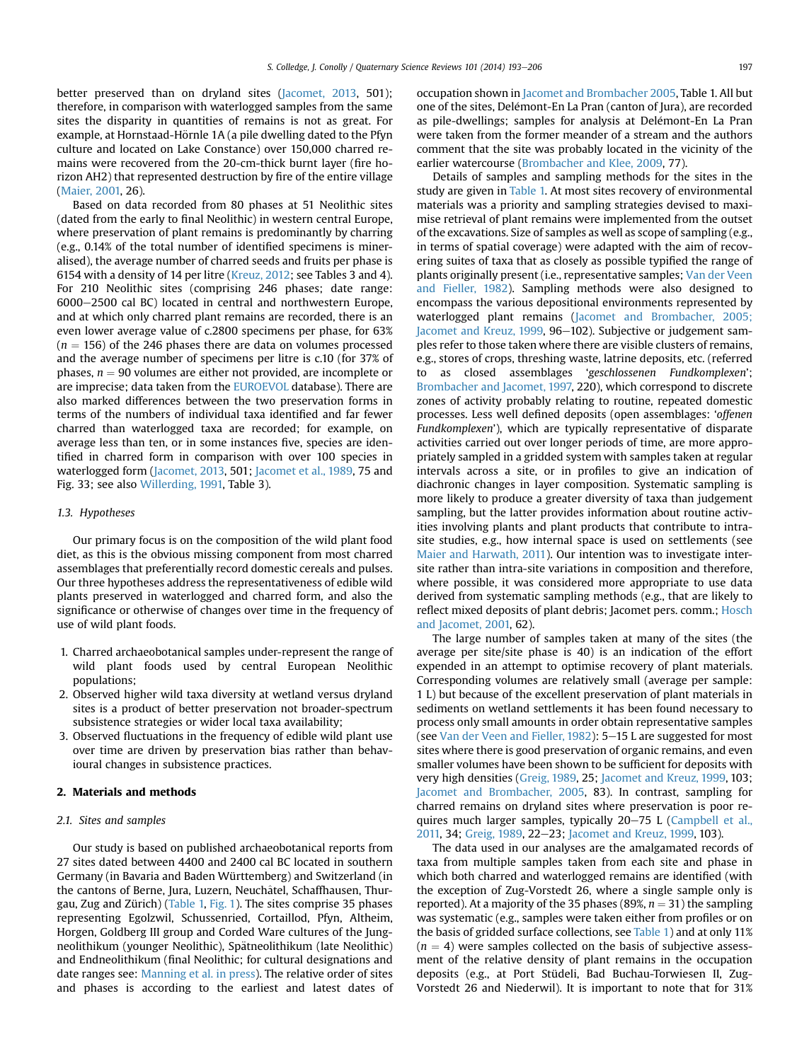better preserved than on dryland sites (Jacomet, 2013, 501); therefore, in comparison with waterlogged samples from the same sites the disparity in quantities of remains is not as great. For example, at Hornstaad-Hörnle 1A (a pile dwelling dated to the Pfyn culture and located on Lake Constance) over 150,000 charred remains were recovered from the 20-cm-thick burnt layer (fire horizon AH2) that represented destruction by fire of the entire village (Maier, 2001, 26).

Based on data recorded from 80 phases at 51 Neolithic sites (dated from the early to final Neolithic) in western central Europe, where preservation of plant remains is predominantly by charring (e.g., 0.14% of the total number of identified specimens is mineralised), the average number of charred seeds and fruits per phase is 6154 with a density of 14 per litre (Kreuz, 2012; see Tables 3 and 4). For 210 Neolithic sites (comprising 246 phases; date range: 6000–2500 cal BC) located in central and northwestern Europe, and at which only charred plant remains are recorded, there is an even lower average value of c.2800 specimens per phase, for 63% ($n = 156$) of the 246 phases there are data on volumes processed and the average number of specimens per litre is c.10 (for 37% of phases, $n = 90$ volumes are either not provided, are incomplete or are imprecise; data taken from the EUROEVOL database). There are also marked differences between the two preservation forms in terms of the numbers of individual taxa identified and far fewer charred than waterlogged taxa are recorded; for example, on average less than ten, or in some instances five, species are identified in charred form in comparison with over 100 species in waterlogged form (Jacomet, 2013, 501; Jacomet et al., 1989, 75 and Fig. 33; see also Willerding, 1991, Table 3).

### 1.3. Hypotheses

Our primary focus is on the composition of the wild plant food diet, as this is the obvious missing component from most charred assemblages that preferentially record domestic cereals and pulses. Our three hypotheses address the representativeness of edible wild plants preserved in waterlogged and charred form, and also the significance or otherwise of changes over time in the frequency of use of wild plant foods.

1. Charred archaeobotanical samples under-represent the range of wild plant foods used by central European Neolithic populations;
2. Observed higher wild taxa diversity at wetland versus dryland sites is a product of better preservation not broader-spectrum subsistence strategies or wider local taxa availability;
3. Observed fluctuations in the frequency of edible wild plant use over time are driven by preservation bias rather than behavioural changes in subsistence practices.

## 2. Materials and methods

### 2.1. Sites and samples

Our study is based on published archaeobotanical reports from 27 sites dated between 4400 and 2400 cal BC located in southern Germany (in Bavaria and Baden Württemberg) and Switzerland (in the cantons of Berne, Jura, Luzern, Neuchâtel, Schaffhausen, Thurgau, Zug and Zürich) (Table 1, Fig. 1). The sites comprise 35 phases representing Egolzwil, Schussenried, Cortaillod, Pfyn, Altheim, Horgen, Goldberg III group and Corded Ware cultures of the Jungneolithikum (younger Neolithic), Spätneolithikum (late Neolithic) and Endneolithikum (final Neolithic; for cultural designations and date ranges see: Manning et al. in press). The relative order of sites and phases is according to the earliest and latest dates of occupation shown in Jacomet and Brombacher 2005, Table 1. All but one of the sites, Delémont-En La Pran (canton of Jura), are recorded as pile-dwellings; samples for analysis at Delémont-En La Pran were taken from the former meander of a stream and the authors comment that the site was probably located in the vicinity of the earlier watercourse (Brombacher and Klee, 2009, 77).

Details of samples and sampling methods for the sites in the study are given in Table 1. At most sites recovery of environmental materials was a priority and sampling strategies devised to maximise retrieval of plant remains were implemented from the outset of the excavations. Size of samples as well as scope of sampling (e.g., in terms of spatial coverage) were adapted with the aim of recovering suites of taxa that as closely as possible typified the range of plants originally present (i.e., representative samples; Van der Veen and Fieller, 1982). Sampling methods were also designed to encompass the various depositional environments represented by waterlogged plant remains (Jacomet and Brombacher, 2005; Jacomet and Kreuz, 1999, 96–102). Subjective or judgement samples refer to those taken where there are visible clusters of remains, e.g., stores of crops, threshing waste, latrine deposits, etc. (referred to as closed assemblages '*geschlossenen Fundkomplexen*'; Brombacher and Jacomet, 1997, 220), which correspond to discrete zones of activity probably relating to routine, repeated domestic processes. Less well defined deposits (open assemblages: '*offenen Fundkomplexen*'), which are typically representative of disparate activities carried out over longer periods of time, are more appropriately sampled in a gridded system with samples taken at regular intervals across a site, or in profiles to give an indication of diachronic changes in layer composition. Systematic sampling is more likely to produce a greater diversity of taxa than judgement sampling, but the latter provides information about routine activities involving plants and plant products that contribute to intra-site studies, e.g., how internal space is used on settlements (see Maier and Harwath, 2011). Our intention was to investigate inter-site rather than intra-site variations in composition and therefore, where possible, it was considered more appropriate to use data derived from systematic sampling methods (e.g., that are likely to reflect mixed deposits of plant debris; Jacomet pers. comm.; Hosch and Jacomet, 2001, 62).

The large number of samples taken at many of the sites (the average per site/site phase is 40) is an indication of the effort expended in an attempt to optimise recovery of plant materials. Corresponding volumes are relatively small (average per sample: 1 L) but because of the excellent preservation of plant materials in sediments on wetland settlements it has been found necessary to process only small amounts in order obtain representative samples (see Van der Veen and Fieller, 1982): 5–15 L are suggested for most sites where there is good preservation of organic remains, and even smaller volumes have been shown to be sufficient for deposits with very high densities (Greig, 1989, 25; Jacomet and Kreuz, 1999, 103; Jacomet and Brombacher, 2005, 83). In contrast, sampling for charred remains on dryland sites where preservation is poor requires much larger samples, typically 20–75 L (Campbell et al., 2011, 34; Greig, 1989, 22–23; Jacomet and Kreuz, 1999, 103).

The data used in our analyses are the amalgamated records of taxa from multiple samples taken from each site and phase in which both charred and waterlogged remains are identified (with the exception of Zug-Vorstedt 26, where a single sample only is reported). At a majority of the 35 phases (89%, $n = 31$) the sampling was systematic (e.g., samples were taken either from profiles or on the basis of gridded surface collections, see Table 1) and at only 11% ($n = 4$) were samples collected on the basis of subjective assessment of the relative density of plant remains in the occupation deposits (e.g., at Port Stüdeli, Bad Buchau-Torwiesen II, Zug-Vorstedt 26 and Niederwil). It is important to note that for 31%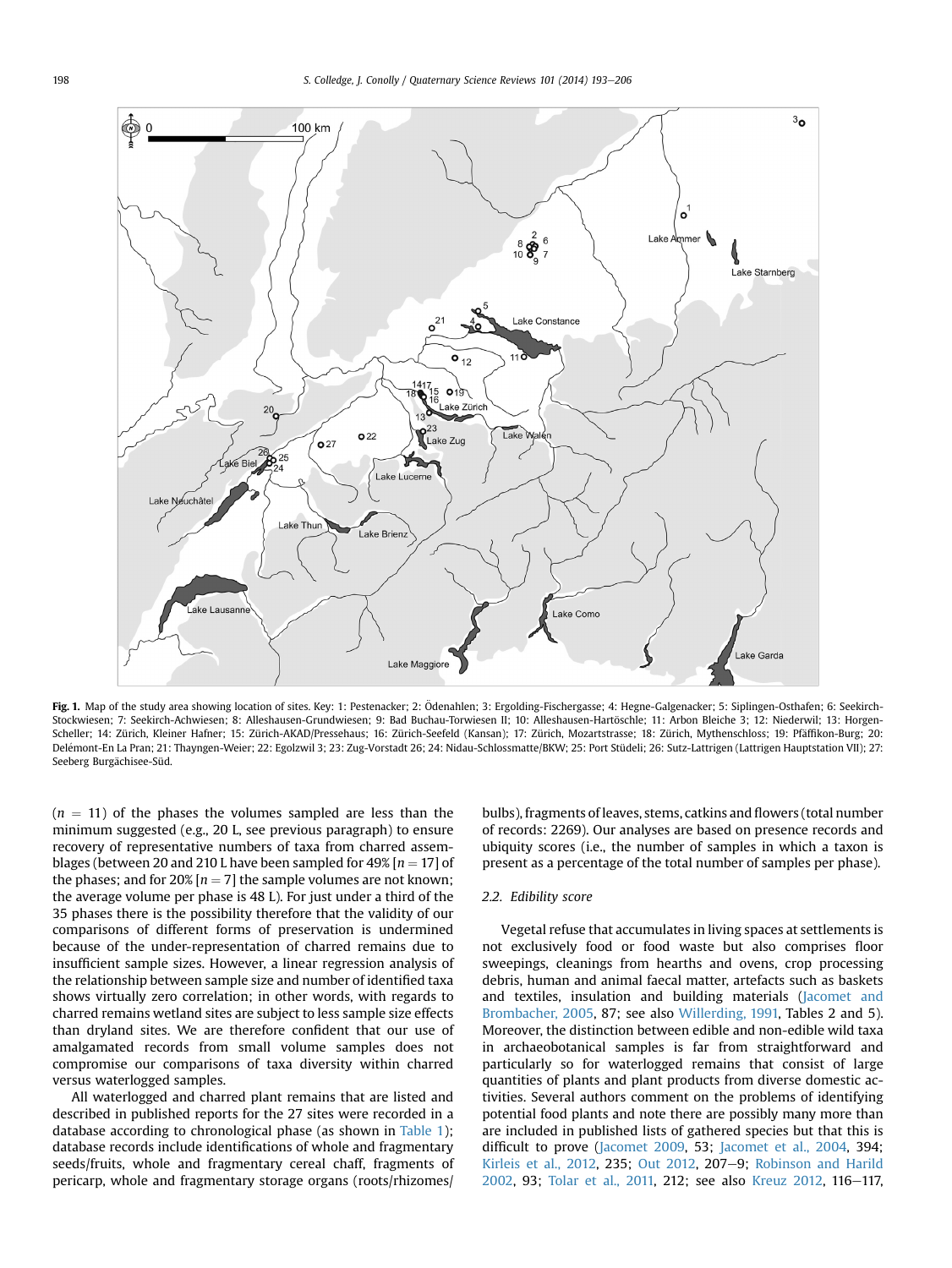Fig. 1. Map of the study area showing location of sites. Key: 1: Pestenacker; 2: Ödenahlen; 3: Ergolding-Fischergasse; 4: Hegne-Galgenacker; 5: Siplingen-Osthafen; 6: Seekirch-Stockwiesen; 7: Seekirch-Achwiesen; 8: Alleshausen-Grundwiesen; 9: Bad Buchau-Torwiesen II; 10: Alleshausen-Hartöschle; 11: Arbon Bleiche 3; 12: Niederwil; 13: Horgen-Scheller; 14: Zürich, Kleiner Hafner; 15: Zürich-AKAD/Pressehaus; 16: Zürich-Seefeld (Kansan); 17: Zürich, Mozartstrasse; 18: Zürich, Mythenschloss; 19: Pfäffikon-Burg; 20: Delémont-En La Pran; 21: Thayngen-Weier; 22: Egolzwil 3; 23: Zug-Vorstadt 26; 24: Nidau-Schlossmatte/BKW; 25: Port Stüdeli; 26: Sutz-Lattrigen (Lattrigen Hauptstation VII); 27: Seeberg Burgächisee-Süd.

($n = 11$) of the phases the volumes sampled are less than the minimum suggested (e.g., 20 L, see previous paragraph) to ensure recovery of representative numbers of taxa from charred assemblages (between 20 and 210 L have been sampled for 49% [$n = 17$] of the phases; and for 20% [$n = 7$] the sample volumes are not known; the average volume per phase is 48 L). For just under a third of the 35 phases there is the possibility therefore that the validity of our comparisons of different forms of preservation is undermined because of the under-representation of charred remains due to insufficient sample sizes. However, a linear regression analysis of the relationship between sample size and number of identified taxa shows virtually zero correlation; in other words, with regards to charred remains wetland sites are subject to less sample size effects than dryland sites. We are therefore confident that our use of amalgamated records from small volume samples does not compromise our comparisons of taxa diversity within charred versus waterlogged samples.

All waterlogged and charred plant remains that are listed and described in published records for the 27 sites were recorded in a database according to chronological phase (as shown in Table 1); database records include identifications of whole and fragmentary seeds/fruits, whole and fragmentary cereal chaff, fragments of pericarp, whole and fragmentary storage organs (roots/rhizomes/bulbs), fragments of leaves, stems, catkins and flowers (total number of records: 2269). Our analyses are based on presence records and ubiquity scores (i.e., the number of samples in which a taxon is present as a percentage of the total number of samples per phase).

### 2.2. Edibility score

Vegetal refuse that accumulates in living spaces at settlements is not exclusively food or food waste but also comprises floor sweepings, cleanings from hearths and ovens, crop processing debris, human and animal faecal matter, artefacts such as baskets and textiles, insulation and building materials (Jacomet and Brombacher, 2005, 87; see also Willerding, 1991, Tables 2 and 5). Moreover, the distinction between edible and non-edible wild taxa in archaeobotanical samples is far from straightforward and particularly so for waterlogged remains that consist of large quantities of plants and plant products from diverse domestic activities. Several authors comment on the problems of identifying potential food plants and note there are possibly many more than are included in published lists of gathered species but that this is difficult to prove (Jacomet 2009, 53; Jacomet et al., 2004, 394; Kirleis et al., 2012, 235; Out 2012, 207–9; Robinson and Harild 2002, 93; Tolar et al., 2011, 212; see also Kreuz 2012, 116–117,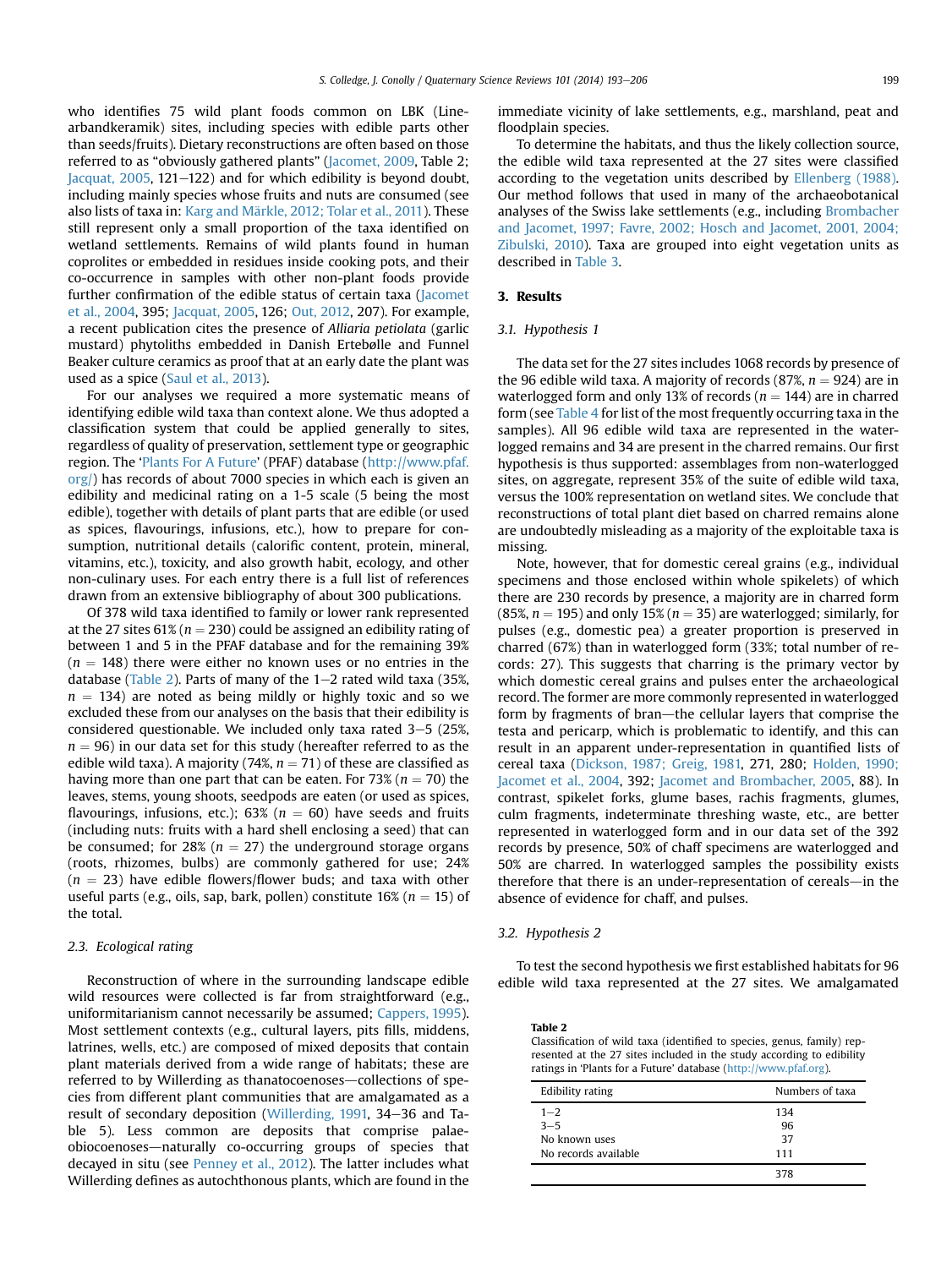who identifies 75 wild plant foods common on LBK (Linearbandkeramik) sites, including species with edible parts other than seeds/fruits). Dietary reconstructions are often based on those referred to as "obviously gathered plants" (Jacomet, 2009, Table 2; Jacquat, 2005, 121–122) and for which edibility is beyond doubt, including mainly species whose fruits and nuts are consumed (see also lists of taxa in: Karg and Märkle, 2012; Tolar et al., 2011). These still represent only a small proportion of the taxa identified on wetland settlements. Remains of wild plants found in human coprolites or embedded in residues inside cooking pots, and their co-occurrence in samples with other non-plant foods provide further confirmation of the edible status of certain taxa (Jacomet et al., 2004, 395; Jacquat, 2005, 126; Out, 2012, 207). For example, a recent publication cites the presence of *Alliaria petiolata* (garlic mustard) phytoliths embedded in Danish Ertebølle and Funnel Beaker culture ceramics as proof that at an early date the plant was used as a spice (Saul et al., 2013).

For our analyses we required a more systematic means of identifying edible wild taxa than context alone. We thus adopted a classification system that could be applied generally to sites, regardless of quality of preservation, settlement type or geographic region. The 'Plants For A Future' (PFAF) database (http://www.pfaf.org/) has records of about 7000 species in which each is given an edibility and medicinal rating on a 1-5 scale (5 being the most edible), together with details of plant parts that are edible (or used as spices, flavourings, infusions, etc.), how to prepare for consumption, nutritional details (calorific content, protein, mineral, vitamins, etc.), toxicity, and also growth habit, ecology, and other non-culinary uses. For each entry there is a full list of references drawn from an extensive bibliography of about 300 publications.

Of 378 wild taxa identified to family or lower rank represented at the 27 sites 61% ($n = 230$) could be assigned an edibility rating of between 1 and 5 in the PFAF database and for the remaining 39% ($n = 148$) there were either no known uses or no entries in the database (Table 2). Parts of many of the 1–2 rated wild taxa (35%, $n = 134$) are noted as being mildly or highly toxic and so we excluded these from our analyses on the basis that their edibility is considered questionable. We included only taxa rated 3–5 (25%, $n = 96$) in our data set for this study (hereafter referred to as the edible wild taxa). A majority (74%, $n = 71$) of these are classified as having more than one part that can be eaten. For 73% ($n = 70$) the leaves, stems, young shoots, seedpods are eaten (or used as spices, flavourings, infusions, etc.); 63% ($n = 60$) have seeds and fruits (including nuts: fruits with a hard shell enclosing a seed) that can be consumed; for 28% ($n = 27$) the underground storage organs (roots, rhizomes, bulbs) are commonly gathered for use; 24% ($n = 23$) have edible flowers/flower buds; and taxa with other useful parts (e.g., oils, sap, bark, pollen) constitute 16% ($n = 15$) of the total.

### 2.3. Ecological rating

Reconstruction of where in the surrounding landscape edible wild resources were collected is far from straightforward (e.g., uniformitarianism cannot necessarily be assumed; Cappers, 1995). Most settlement contexts (e.g., cultural layers, pits fills, middens, latrines, wells, etc.) are composed of mixed deposits that contain plant materials derived from a wide range of habitats; these are referred to by Willerding as thanatocoenoses—collections of species from different plant communities that are amalgamated as a result of secondary deposition (Willerding, 1991, 34–36 and Table 5). Less common are deposits that comprise palaeobiocoenoses—naturally co-occurring groups of species that decayed in situ (see Penney et al., 2012). The latter includes what Willerding defines as autochthonous plants, which are found in the immediate vicinity of lake settlements, e.g., marshland, peat and floodplain species.

To determine the habitats, and thus the likely collection source, the edible wild taxa represented at the 27 sites were classified according to the vegetation units described by Ellenberg (1988). Our method follows that used in many of the archaeobotanical analyses of the Swiss lake settlements (e.g., including Brombacher and Jacomet, 1997; Favre, 2002; Hosch and Jacomet, 2001, 2004; Zibulski, 2010). Taxa are grouped into eight vegetation units as described in Table 3.

## 3. Results

### 3.1. Hypothesis 1

The data set for the 27 sites includes 1068 records by presence of the 96 edible wild taxa. A majority of records (87%, $n = 924$) are in waterlogged form and only 13% of records ($n = 144$) are in charred form (see Table 4 for list of the most frequently occurring taxa in the samples). All 96 edible wild taxa are represented in the waterlogged remains and 34 are present in the charred remains. Our first hypothesis is thus supported: assemblages from non-waterlogged sites, on aggregate, represent 35% of the suite of edible wild taxa, versus the 100% representation on wetland sites. We conclude that reconstructions of total plant diet based on charred remains alone are undoubtedly misleading as a majority of the exploitable taxa is missing.

Note, however, that for domestic cereal grains (e.g., individual specimens and those enclosed within whole spikelets) of which there are 230 records by presence, a majority are in charred form (85%, $n = 195$) and only 15% ($n = 35$) are waterlogged; similarly, for pulses (e.g., domestic pea) a greater proportion is preserved in charred (67%) than in waterlogged form (33%; total number of records: 27). This suggests that charring is the primary vector by which domestic cereal grains and pulses enter the archaeological record. The former are more commonly represented in waterlogged form by fragments of bran—the cellular layers that comprise the testa and pericarp, which is problematic to identify, and this can result in an apparent under-representation in quantified lists of cereal taxa (Dickson, 1987; Greig, 1981, 271, 280; Holden, 1990; Jacomet et al., 2004, 392; Jacomet and Brombacher, 2005, 88). In contrast, spikelet forks, glume bases, rachis fragments, glumes, culm fragments, indeterminate threshing waste, etc., are better represented in waterlogged form and in our data set of the 392 records by presence, 50% of chaff specimens are waterlogged and 50% are charred. In waterlogged samples the possibility exists therefore that there is an under-representation of cereals—in the absence of evidence for chaff, and pulses.

### 3.2. Hypothesis 2

To test the second hypothesis we first established habitats for 96 edible wild taxa represented at the 27 sites. We amalgamated

**Table 2**
Classification of wild taxa (identified to species, genus, family) represented at the 27 sites included in the study according to edibility ratings in 'Plants for a Future' database (http://www.pfaf.org).

| Edibility rating | Numbers of taxa |
|---|---|
| 1–2 | 134 |
| 3–5 | 96 |
| No known uses | 37 |
| No records available | 111 |
| | 378 |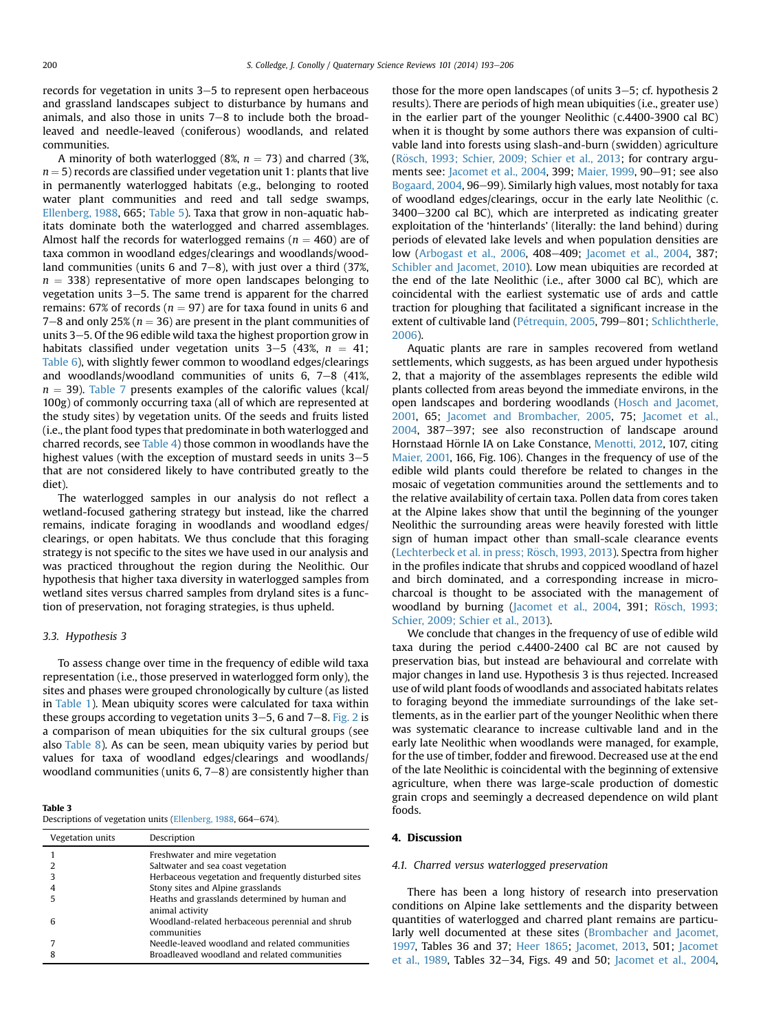records for vegetation in units 3–5 to represent open herbaceous and grassland landscapes subject to disturbance by humans and animals, and also those in units 7–8 to include both the broad-leaved and needle-leaved (coniferous) woodlands, and related communities.

A minority of both waterlogged (8%, $n = 73$) and charred (3%, $n = 5$) records are classified under vegetation unit 1: plants that live in permanently waterlogged habitats (e.g., belonging to rooted water plant communities and reed and tall sedge swamps, Ellenberg, 1988, 665; Table 5). Taxa that grow in non-aquatic habitats dominate both the waterlogged and charred assemblages. Almost half the records for waterlogged remains ($n = 460$) are of taxa common in woodland edges/clearings and woodlands/woodland communities (units 6 and 7–8), with just over a third (37%, $n = 338$) representative of more open landscapes belonging to vegetation units 3–5. The same trend is apparent for the charred remains: 67% of records ($n = 97$) are for taxa found in units 6 and 7–8 and only 25% ($n = 36$) are present in the plant communities of units 3–5. Of the 96 edible wild taxa the highest proportion grow in habitats classified under vegetation units 3–5 (43%, $n = 41$; Table 6), with slightly fewer common to woodland edges/clearings and woodlands/woodland communities of units 6, 7–8 (41%, $n = 39$). Table 7 presents examples of the calorific values (kcal/100g) of commonly occurring taxa (all of which are represented at the study sites) by vegetation units. Of the seeds and fruits listed (i.e., the plant food types that predominate in both waterlogged and charred records, see Table 4) those common in woodlands have the highest values (with the exception of mustard seeds in units 3–5 that are not considered likely to have contributed greatly to the diet).

The waterlogged samples in our analysis do not reflect a wetland-focused gathering strategy but instead, like the charred remains, indicate foraging in woodlands and woodland edges/clearings, or open habitats. We thus conclude that this foraging strategy is not specific to the sites we have used in our analysis and was practiced throughout the region during the Neolithic. Our hypothesis that higher taxa diversity in waterlogged samples from wetland sites versus charred samples from dryland sites is a function of preservation, not foraging strategies, is thus upheld.

### 3.3. Hypothesis 3

To assess change over time in the frequency of edible wild taxa representation (i.e., those preserved in waterlogged form only), the sites and phases were grouped chronologically by culture (as listed in Table 1). Mean ubiquity scores were calculated for taxa within these groups according to vegetation units 3–5, 6 and 7–8. Fig. 2 is a comparison of mean ubiquities for the six cultural groups (see also Table 8). As can be seen, mean ubiquity varies by period but values for taxa of woodland edges/clearings and woodlands/woodland communities (units 6, 7–8) are consistently higher than those for the more open landscapes (of units 3–5; cf. hypothesis 2 results). There are periods of high mean ubiquities (i.e., greater use) in the earlier part of the younger Neolithic (c.4400-3900 cal BC) when it is thought by some authors there was expansion of cultivable land into forests using slash-and-burn (swidden) agriculture (Rösch, 1993; Schier, 2009; Schier et al., 2013; for contrary arguments see: Jacomet et al., 2004, 399; Maier, 1999, 90–91; see also Bogaard, 2004, 96–99). Similarly high values, most notably for taxa of woodland edges/clearings, occur in the early late Neolithic (c. 3400–3200 cal BC), which are interpreted as indicating greater exploitation of the 'hinterlands' (literally: the land behind) during periods of elevated lake levels and when population densities are low (Arbogast et al., 2006, 408–409; Jacomet et al., 2004, 387; Schibler and Jacomet, 2010). Low mean ubiquities are recorded at the end of the late Neolithic (i.e., after 3000 cal BC), which are coincidental with the earliest systematic use of ards and cattle traction for ploughing that facilitated a significant increase in the extent of cultivable land (Pétrequin, 2005, 799–801; Schlichtherle, 2006).

Aquatic plants are rare in samples recovered from wetland settlements, which suggests, as has been argued under hypothesis 2, that a majority of the assemblages represents the edible wild plants collected from areas beyond the immediate environs, in the open landscapes and bordering woodlands (Hosch and Jacomet, 2001, 65; Jacomet and Brombacher, 2005, 75; Jacomet et al., 2004, 387–397; see also reconstruction of landscape around Hornstaad Hörnle IA on Lake Constance, Menotti, 2012, 107, citing Maier, 2001, 166, Fig. 106). Changes in the frequency of use of the edible wild plants could therefore be related to changes in the mosaic of vegetation communities around the settlements and to the relative availability of certain taxa. Pollen data from cores taken at the Alpine lakes show that until the beginning of the younger Neolithic the surrounding areas were heavily forested with little sign of human impact other than small-scale clearance events (Lechterbeck et al. in press; Rösch, 1993, 2013). Spectra from higher in the profiles indicate that shrubs and coppiced woodland of hazel and birch dominated, and a corresponding increase in micro-charcoal is thought to be associated with the management of woodland by burning (Jacomet et al., 2004, 391; Rösch, 1993; Schier, 2009; Schier et al., 2013).

We conclude that changes in the frequency of use of edible wild taxa during the period c.4400-2400 cal BC are not caused by preservation bias, but instead are behavioural and correlate with major changes in land use. Hypothesis 3 is thus rejected. Increased use of wild plant foods of woodlands and associated habitats relates to foraging beyond the immediate surroundings of the lake settlements, as in the earlier part of the younger Neolithic when there was systematic clearance to increase cultivable land and in the early late Neolithic when woodlands were managed, for example, for the use of timber, fodder and firewood. Decreased use at the end of the late Neolithic is coincidental with the beginning of extensive agriculture, when there was large-scale production of domestic grain crops and seemingly a decreased dependence on wild plant foods.

**Table 3**
Descriptions of vegetation units (Ellenberg, 1988, 664–674).

| Vegetation units | Description |
|---|---|
| 1 | Freshwater and mire vegetation |
| 2 | Saltwater and sea coast vegetation |
| 3 | Herbaceous vegetation and frequently disturbed sites |
| 4 | Stony sites and Alpine grasslands |
| 5 | Heaths and grasslands determined by human and animal activity |
| 6 | Woodland-related herbaceous perennial and shrub communities |
| 7 | Needle-leaved woodland and related communities |
| 8 | Broadleaved woodland and related communities |

## 4. Discussion

### 4.1. Charred versus waterlogged preservation

There has been a long history of research into preservation conditions on Alpine lake settlements and the disparity between quantities of waterlogged and charred plant remains are particularly well documented at these sites (Brombacher and Jacomet, 1997, Tables 36 and 37; Heer 1865; Jacomet, 2013, 501; Jacomet et al., 1989, Tables 32–34, Figs. 49 and 50; Jacomet et al., 2004,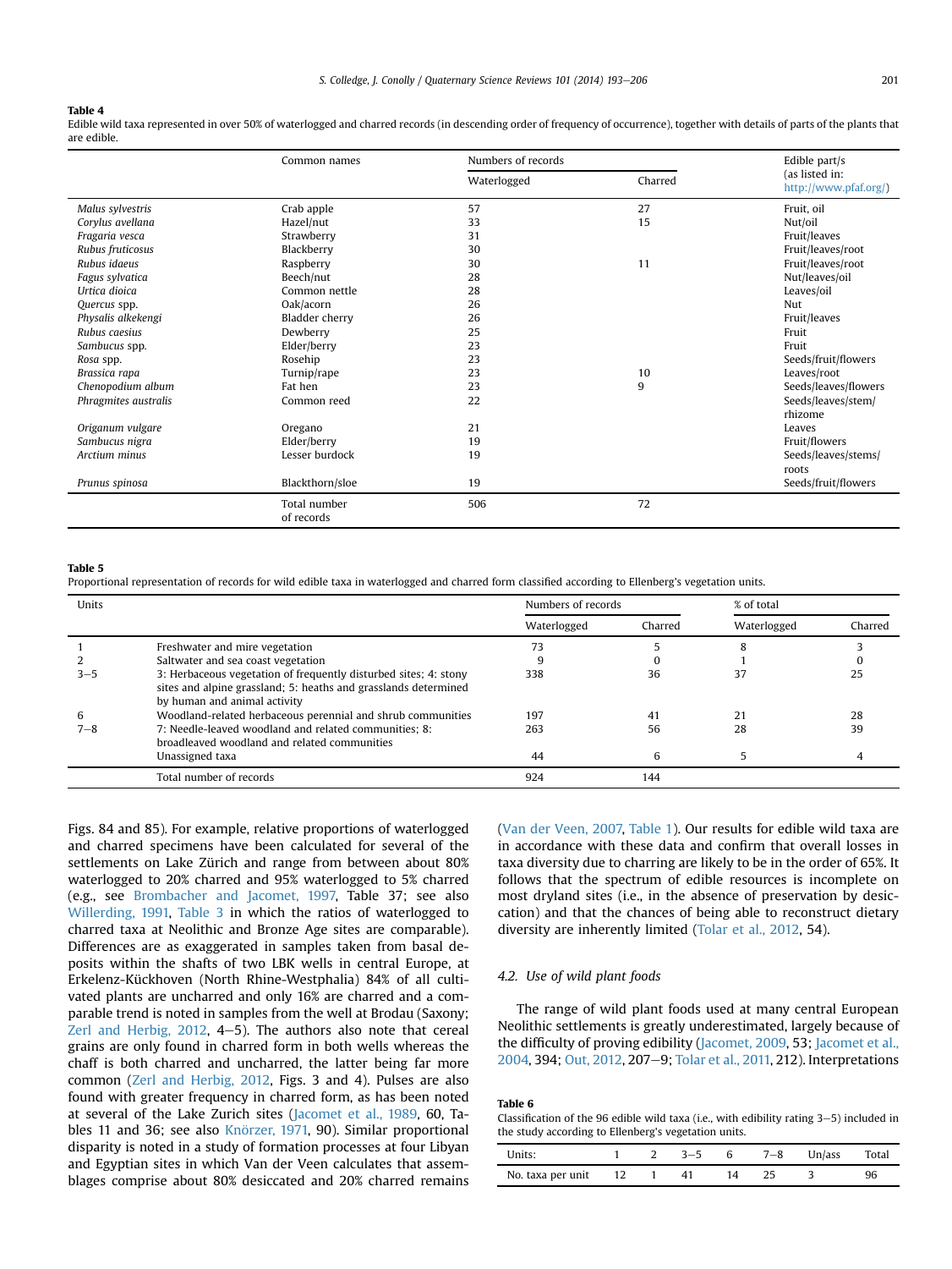**Table 4**
Edible wild taxa represented in over 50% of waterlogged and charred records (in descending order of frequency of occurrence), together with details of parts of the plants that are edible.

| | Common names | Numbers of records | | Edible part/s (as listed in: http://www.pfaf.org/) |
|---|---|---|---|---|
| | | Waterlogged | Charred | |
| *Malus sylvestris* | Crab apple | 57 | 27 | Fruit, oil |
| *Corylus avellana* | Hazel/nut | 33 | 15 | Nut/oil |
| *Fragaria vesca* | Strawberry | 31 | | Fruit/leaves |
| *Rubus fruticosus* | Blackberry | 30 | | Fruit/leaves/root |
| *Rubus idaeus* | Raspberry | 30 | 11 | Fruit/leaves/root |
| *Fagus sylvatica* | Beech/nut | 28 | | Nut/leaves/oil |
| *Urtica dioica* | Common nettle | 28 | | Leaves/oil |
| *Quercus* spp. | Oak/acorn | 26 | | Nut |
| *Physalis alkekengi* | Bladder cherry | 26 | | Fruit/leaves |
| *Rubus caesius* | Dewberry | 25 | | Fruit |
| *Sambucus* spp. | Elder/berry | 23 | | Fruit |
| *Rosa* spp. | Rosehip | 23 | | Seeds/fruit/flowers |
| *Brassica rapa* | Turnip/rape | 23 | 10 | Leaves/root |
| *Chenopodium album* | Fat hen | 23 | 9 | Seeds/leaves/flowers |
| *Phragmites australis* | Common reed | 22 | | Seeds/leaves/stem/rhizome |
| *Origanum vulgare* | Oregano | 21 | | Leaves |
| *Sambucus nigra* | Elder/berry | 19 | | Fruit/flowers |
| *Arctium minus* | Lesser burdock | 19 | | Seeds/leaves/stems/roots |
| *Prunus spinosa* | Blackthorn/sloe | 19 | | Seeds/fruit/flowers |
| | Total number of records | 506 | 72 | |

**Table 5**
Proportional representation of records for wild edible taxa in waterlogged and charred form classified according to Ellenberg's vegetation units.

| Units | | Numbers of records | | % of total | |
|---|---|---|---|---|---|
| | | Waterlogged | Charred | Waterlogged | Charred |
| 1 | Freshwater and mire vegetation | 73 | 5 | 8 | 3 |
| 2 | Saltwater and sea coast vegetation | 9 | 0 | 1 | 0 |
| 3–5 | 3: Herbaceous vegetation of frequently disturbed sites; 4: stony sites and alpine grassland; 5: heaths and grasslands determined by human and animal activity | 338 | 36 | 37 | 25 |
| 6 | Woodland-related herbaceous perennial and shrub communities | 197 | 41 | 21 | 28 |
| 7–8 | 7: Needle-leaved woodland and related communities; 8: broadleaved woodland and related communities | 263 | 56 | 28 | 39 |
| | Unassigned taxa | 44 | 6 | 5 | 4 |
| | Total number of records | 924 | 144 | | |

Figs. 84 and 85). For example, relative proportions of waterlogged and charred specimens have been calculated for several of the settlements on Lake Zürich and range from between about 80% waterlogged to 20% charred and 95% waterlogged to 5% charred (e.g., see Brombacher and Jacomet, 1997, Table 37; see also Willerding, 1991, Table 3 in which the ratios of waterlogged to charred taxa at Neolithic and Bronze Age sites are comparable). Differences are as exaggerated in samples taken from basal deposits within the shafts of two LBK wells in central Europe, at Erkelenz-Kückhoven (North Rhine-Westphalia) 84% of all cultivated plants are uncharred and only 16% are charred and a comparable trend is noted in samples from the well at Brodau (Saxony; Zerl and Herbig, 2012, 4–5). The authors also note that cereal grains are only found in charred form in both wells whereas the chaff is both charred and uncharred, the latter being far more common (Zerl and Herbig, 2012, Figs. 3 and 4). Pulses are also found with greater frequency in charred form, as has been noted at several of the Lake Zurich sites (Jacomet et al., 1989, 60, Tables 11 and 36; see also Knörzer, 1971, 90). Similar proportional disparity is noted in a study of formation processes at four Libyan and Egyptian sites in which Van der Veen calculates that assemblages comprise about 80% desiccated and 20% charred remains (Van der Veen, 2007, Table 1). Our results for edible wild taxa are in accordance with these data and confirm that overall losses in taxa diversity due to charring are likely to be in the order of 65%. It follows that the spectrum of edible resources is incomplete on most dryland sites (i.e., in the absence of preservation by desiccation) and that the chances of being able to reconstruct dietary diversity are inherently limited (Tolar et al., 2012, 54).

### 4.2. Use of wild plant foods

The range of wild plant foods used at many central European Neolithic settlements is greatly underestimated, largely because of the difficulty of proving edibility (Jacomet, 2009, 53; Jacomet et al., 2004, 394; Out, 2012, 207–9; Tolar et al., 2011, 212). Interpretations

**Table 6**
Classification of the 96 edible wild taxa (i.e., with edibility rating 3–5) included in the study according to Ellenberg's vegetation units.

| Units: | 1 | 2 | 3–5 | 6 | 7–8 | Un/ass | Total |
|---|---|---|---|---|---|---|---|
| No. taxa per unit | 12 | 1 | 41 | 14 | 25 | 3 | 96 |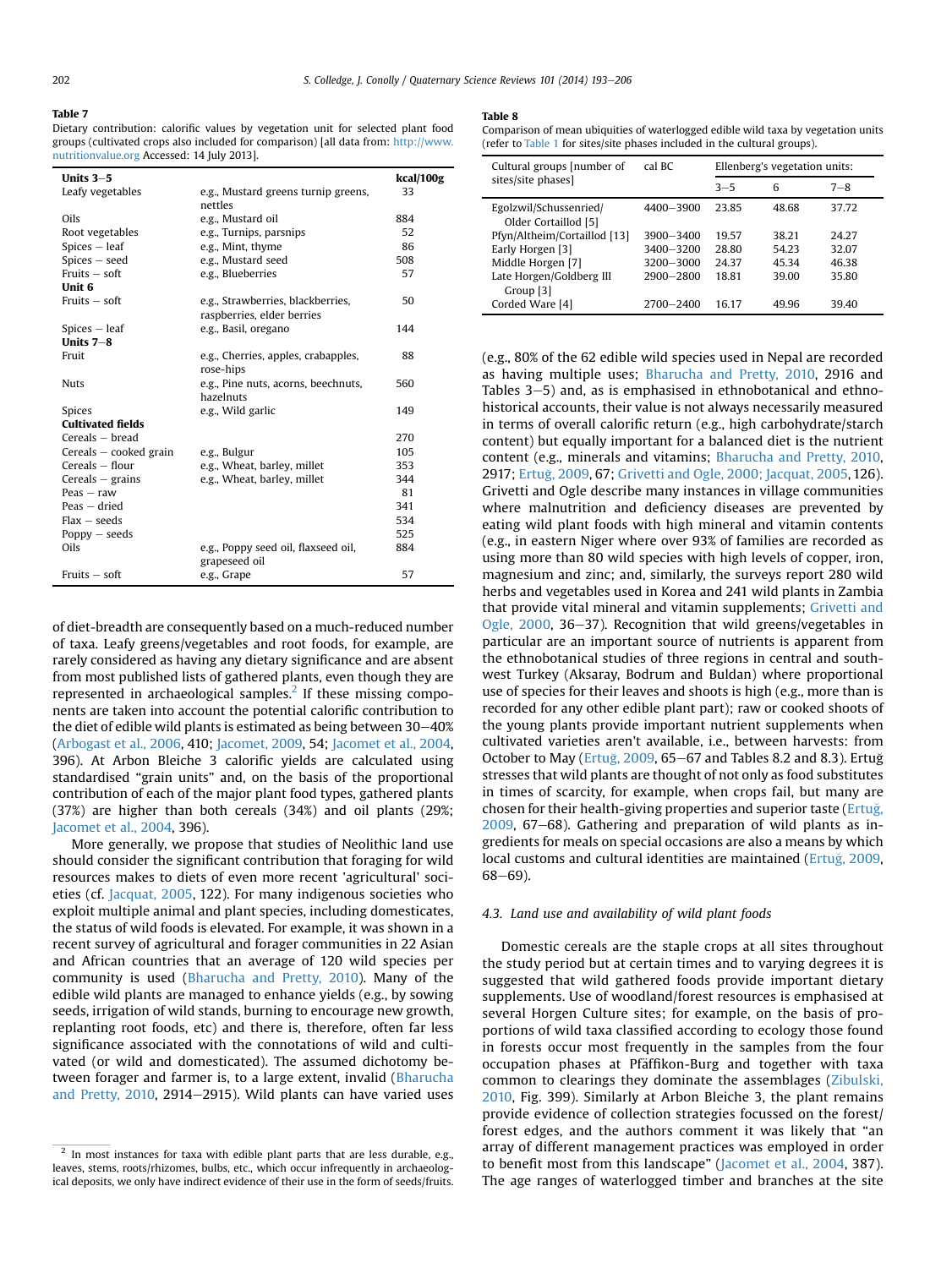**Table 7**
Dietary contribution: calorific values by vegetation unit for selected plant food groups (cultivated crops also included for comparison) [all data from: http://www.nutritionvalue.org Accessed: 14 July 2013].

| | | kcal/100g |
|---|---|---|
| **Units 3–5** | | |
| Leafy vegetables | e.g., Mustard greens turnip greens, nettles | 33 |
| Oils | e.g., Mustard oil | 884 |
| Root vegetables | e.g., Turnips, parsnips | 52 |
| Spices – leaf | e.g., Mint, thyme | 86 |
| Spices – seed | e.g., Mustard seed | 508 |
| Fruits – soft | e.g., Blueberries | 57 |
| **Unit 6** | | |
| Fruits – soft | e.g., Strawberries, blackberries, raspberries, elder berries | 50 |
| Spices – leaf | e.g., Basil, oregano | 144 |
| **Units 7–8** | | |
| Fruit | e.g., Cherries, apples, crabapples, rose-hips | 88 |
| Nuts | e.g., Pine nuts, acorns, beechnuts, hazelnuts | 560 |
| Spices | e.g., Wild garlic | 149 |
| **Cultivated fields** | | |
| Cereals – bread | | 270 |
| Cereals – cooked grain | e.g., Bulgur | 105 |
| Cereals – flour | e.g., Wheat, barley, millet | 353 |
| Cereals – grains | e.g., Wheat, barley, millet | 344 |
| Peas – raw | | 81 |
| Peas – dried | | 341 |
| Flax – seeds | | 534 |
| Poppy – seeds | | 525 |
| Oils | e.g., Poppy seed oil, flaxseed oil, grapeseed oil | 884 |
| Fruits – soft | e.g., Grape | 57 |

**Table 8**
Comparison of mean ubiquities of waterlogged edible wild taxa by vegetation units (refer to Table 1 for sites/site phases included in the cultural groups).

| Cultural groups [number of sites/site phases] | cal BC | Ellenberg's vegetation units: | | |
|---|---|---|---|---|
| | | 3–5 | 6 | 7–8 |
| Egolzwil/Schussenried/Older Cortaillod [5] | 4400–3900 | 23.85 | 48.68 | 37.72 |
| Pfyn/Altheim/Cortaillod [13] | 3900–3400 | 19.57 | 38.21 | 24.27 |
| Early Horgen [3] | 3400–3200 | 28.80 | 54.23 | 32.07 |
| Middle Horgen [7] | 3200–3000 | 24.37 | 45.34 | 46.38 |
| Late Horgen/Goldberg III Group [3] | 2900–2800 | 18.81 | 39.00 | 35.80 |
| Corded Ware [4] | 2700–2400 | 16.17 | 49.96 | 39.40 |

of diet-breadth are consequently based on a much-reduced number of taxa. Leafy greens/vegetables and root foods, for example, are rarely considered as having any dietary significance and are absent from most published lists of gathered plants, even though they are represented in archaeological samples.[2] If these missing components are taken into account the potential calorific contribution to the diet of edible wild plants is estimated as being between 30–40% (Arbogast et al., 2006, 410; Jacomet, 2009, 54; Jacomet et al., 2004, 396). At Arbon Bleiche 3 calorific yields are calculated using standardised "grain units" and, on the basis of the proportional contribution of each of the major plant food types, gathered plants (37%) are higher than both cereals (34%) and oil plants (29%; Jacomet et al., 2004, 396).

More generally, we propose that studies of Neolithic land use should consider the significant contribution that foraging for wild resources makes to diets of even more recent 'agricultural' societies (cf. Jacquat, 2005, 122). For many indigenous societies who exploit multiple animal and plant species, including domesticates, the status of wild foods is elevated. For example, it was shown in a recent survey of agricultural and forager communities in 22 Asian and African countries that an average of 120 wild species per community is used (Bharucha and Pretty, 2010). Many of the edible wild plants are managed to enhance yields (e.g., by sowing seeds, irrigation of wild stands, burning to encourage new growth, replanting root foods, etc) and there is, therefore, often far less significance associated with the connotations of wild and cultivated (or wild and domesticated). The assumed dichotomy between forager and farmer is, to a large extent, invalid (Bharucha and Pretty, 2010, 2914–2915). Wild plants can have varied uses (e.g., 80% of the 62 edible wild species used in Nepal are recorded as having multiple uses; Bharucha and Pretty, 2010, 2916 and Tables 3–5) and, as is emphasised in ethnobotanical and ethnohistorical accounts, their value is not always necessarily measured in terms of overall calorific return (e.g., high carbohydrate/starch content) but equally important for a balanced diet is the nutrient content (e.g., minerals and vitamins; Bharucha and Pretty, 2010, 2917; Ertuğ, 2009, 67; Grivetti and Ogle, 2000; Jacquat, 2005, 126). Grivetti and Ogle describe many instances in village communities where malnutrition and deficiency diseases are prevented by eating wild plant foods with high mineral and vitamin contents (e.g., in eastern Niger where over 93% of families are recorded as using more than 80 wild species with high levels of copper, iron, magnesium and zinc; and, similarly, the surveys report 280 wild herbs and vegetables used in Korea and 241 wild plants in Zambia that provide vital mineral and vitamin supplements; Grivetti and Ogle, 2000, 36–37). Recognition that wild greens/vegetables in particular are an important source of nutrients is apparent from the ethnobotanical studies of three regions in central and southwest Turkey (Aksaray, Bodrum and Buldan) where proportional use of species for their leaves and shoots is high (e.g., more than is recorded for any other edible plant part); raw or cooked shoots of the young plants provide important nutrient supplements when cultivated varieties aren't available, i.e., between harvests: from October to May (Ertuğ, 2009, 65–67 and Tables 8.2 and 8.3). Ertuğ stresses that wild plants are thought of not only as food substitutes in times of scarcity, for example, when crops fail, but many are chosen for their health-giving properties and superior taste (Ertuğ, 2009, 67–68). Gathering and preparation of wild plants as ingredients for meals on special occasions are also a means by which local customs and cultural identities are maintained (Ertuğ, 2009, 68–69).

### 4.3. Land use and availability of wild plant foods

Domestic cereals are the staple crops at all sites throughout the study period but at certain times and to varying degrees it is suggested that wild gathered foods provide important dietary supplements. Use of woodland/forest resources is emphasised at several Horgen Culture sites; for example, on the basis of proportions of wild taxa classified according to ecology those found in forests occur most frequently in the samples from the four occupation phases at Pfäffikon-Burg and together with taxa common to clearings they dominate the assemblages (Zibulski, 2010, Fig. 399). Similarly at Arbon Bleiche 3, the plant remains provide evidence of collection strategies focussed on the forest/forest edges, and the authors comment it was likely that "an array of different management practices was employed in order to benefit most from this landscape" (Jacomet et al., 2004, 387). The age ranges of waterlogged timber and branches at the site

[2] In most instances for taxa with edible plant parts that are less durable, e.g., leaves, stems, roots/rhizomes, bulbs, etc., which occur infrequently in archaeological deposits, we only have indirect evidence of their use in the form of seeds/fruits.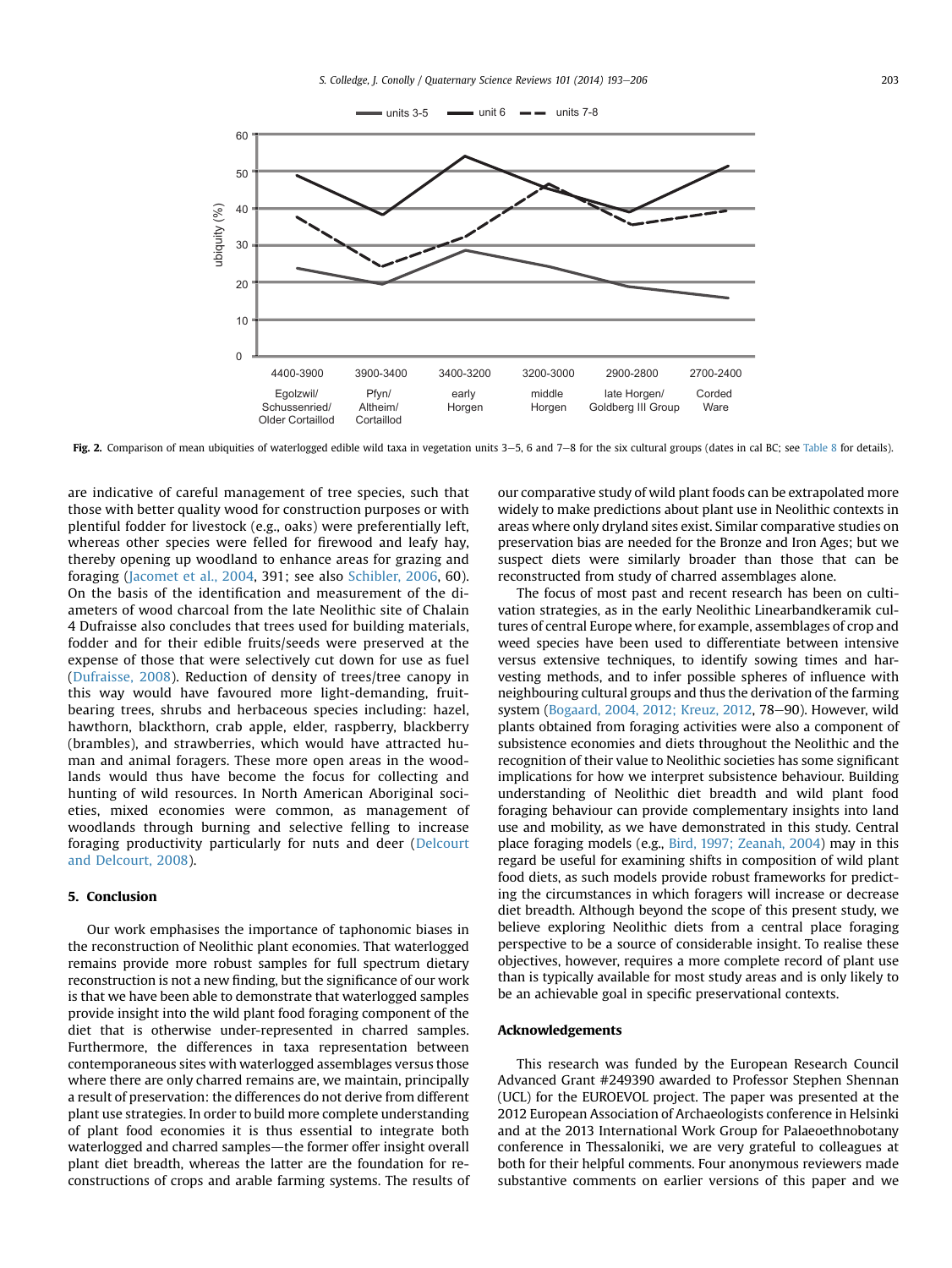units 3-5
unit 6
units 7-8

ubiquity (%)

60
50
40
30
20
10
0

4400-3900 Egolzwil/ Schussenried/ Older Cortaillod
3900-3400 Pfyn/ Altheim/ Cortaillod
3400-3200 early Horgen
3200-3000 middle Horgen
2900-2800 late Horgen/ Goldberg III Group
2700-2400 Corded Ware

**Fig. 2.** Comparison of mean ubiquities of waterlogged edible wild taxa in vegetation units 3–5, 6 and 7–8 for the six cultural groups (dates in cal BC; see Table 8 for details).

are indicative of careful management of tree species, such that those with better quality wood for construction purposes or with plentiful fodder for livestock (e.g., oaks) were preferentially left, whereas other species were felled for firewood and leafy hay, thereby opening up woodland to enhance areas for grazing and foraging (Jacomet et al., 2004, 391; see also Schibler, 2006, 60). On the basis of the identification and measurement of the diameters of wood charcoal from the late Neolithic site of Chalain 4 Dufraisse also concludes that trees used for building materials, fodder and for their edible fruits/seeds were preserved at the expense of those that were selectively cut down for use as fuel (Dufraisse, 2008). Reduction of density of trees/tree canopy in this way would have favoured more light-demanding, fruit-bearing trees, shrubs and herbaceous species including: hazel, hawthorn, blackthorn, crab apple, elder, raspberry, blackberry (brambles), and strawberries, which would have attracted human and animal foragers. These more open areas in the woodlands would thus have become the focus for collecting and hunting of wild resources. In North American Aboriginal societies, mixed economies were common, as management of woodlands through burning and selective felling to increase foraging productivity particularly for nuts and deer (Delcourt and Delcourt, 2008).

## 5. Conclusion

Our work emphasises the importance of taphonomic biases in the reconstruction of Neolithic plant economies. That waterlogged remains provide more robust samples for full spectrum dietary reconstruction is not a new finding, but the significance of our work is that we have been able to demonstrate that waterlogged samples provide insight into the wild plant food foraging component of the diet that is otherwise under-represented in charred samples. Furthermore, the differences in taxa representation between contemporaneous sites with waterlogged assemblages versus those where there are only charred remains are, we maintain, principally a result of preservation: the differences do not derive from different plant use strategies. In order to build more complete understanding of plant food economies it is thus essential to integrate both waterlogged and charred samples—the former offer insight overall plant diet breadth, whereas the latter are the foundation for reconstructions of crops and arable farming systems. The results of our comparative study of wild plant foods can be extrapolated more widely to make predictions about plant use in Neolithic contexts in areas where only dryland sites exist. Similar comparative studies on preservation bias are needed for the Bronze and Iron Ages; but we suspect diets were similarly broader than those that can be reconstructed from study of charred assemblages alone.

The focus of most past and recent research has been on cultivation strategies, as in the early Neolithic Linearbandkeramik cultures of central Europe where, for example, assemblages of crop and weed species have been used to differentiate between intensive versus extensive techniques, to identify sowing times and harvesting methods, and to infer possible spheres of influence with neighbouring cultural groups and thus the derivation of the farming system (Bogaard, 2004, 2012; Kreuz, 2012, 78–90). However, wild plants obtained from foraging activities were also a component of subsistence economies and diets throughout the Neolithic and the recognition of their value to Neolithic societies has some significant implications for how we interpret subsistence behaviour. Building understanding of Neolithic diet breadth and wild plant food foraging behaviour can provide complementary insights into land use and mobility, as we have demonstrated in this study. Central place foraging models (e.g., Bird, 1997; Zeanah, 2004) may in this regard be useful for examining shifts in composition of wild plant food diets, as such models provide robust frameworks for predicting the circumstances in which foragers will increase or decrease diet breadth. Although beyond the scope of this present study, we believe exploring Neolithic diets from a central place foraging perspective to be a source of considerable insight. To realise these objectives, however, requires a more complete record of plant use than is typically available for most study areas and is only likely to be an achievable goal in specific preservational contexts.

## Acknowledgements

This research was funded by the European Research Council Advanced Grant #249390 awarded to Professor Stephen Shennan (UCL) for the EUROEVOL project. The paper was presented at the 2012 European Association of Archaeologists conference in Helsinki and at the 2013 International Work Group for Palaeoethnobotany conference in Thessaloniki, we are very grateful to colleagues at both for their helpful comments. Four anonymous reviewers made substantive comments on earlier versions of this paper and we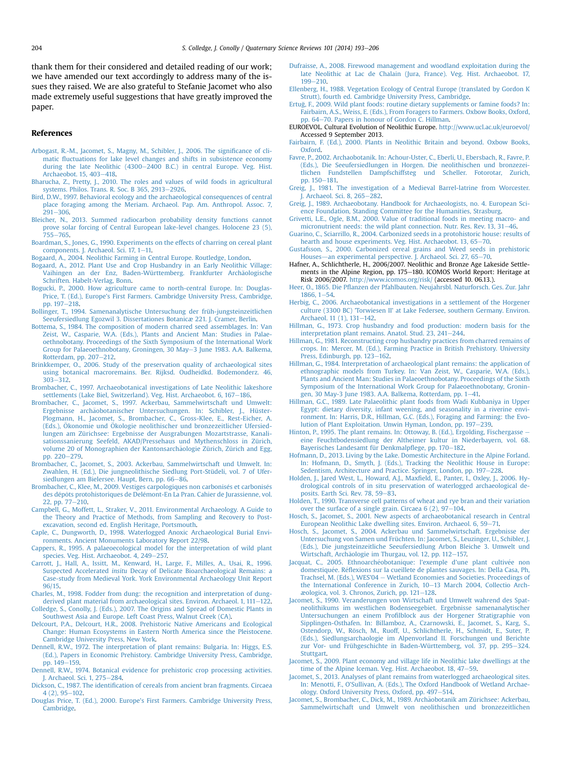thank them for their considered and detailed reading of our work; we have amended our text accordingly to address many of the issues they raised. We are also grateful to Stefanie Jacomet who also made extremely useful suggestions that have greatly improved the paper.

## References

Arbogast, R.-M., Jacomet, S., Magny, M., Schibler, J., 2006. The significance of climatic fluctuations for lake level changes and shifts in subsistence economy during the late Neolithic (4300–2400 B.C.) in central Europe. Veg. Hist. Archaeobot. 15, 403–418.

Bharucha, Z., Pretty, J., 2010. The roles and values of wild foods in agricultural systems. Philos. Trans. R. Soc. B 365, 2913–2926.

Bird, D.W., 1997. Behavioral ecology and the archaeological consequences of central place foraging among the Meriam. Archaeol. Pap. Am. Anthropol. Assoc. 7, 291–306.

Bleicher, N., 2013. Summed radiocarbon probability density functions cannot prove solar forcing of Central European lake-level changes. Holocene 23 (5), 755–765.

Boardman, S., Jones, G., 1990. Experiments on the effects of charring on cereal plant components. J. Archaeol. Sci. 17, 1–11.

Bogaard, A., 2004. Neolithic Farming in Central Europe. Routledge, London.

Bogaard, A., 2012. Plant Use and Crop Husbandry in an Early Neolithic Village: Vaihingen an der Enz, Baden-Württemberg. Frankfurter Archäologische Schriften. Habelt-Verlag, Bonn.

Bogucki, P., 2000. How agriculture came to north-central Europe. In: Douglas-Price, T. (Ed.), Europe's First Farmers. Cambridge University Press, Cambridge, pp. 197–218.

Bollinger, T., 1994. Samenanalytische Untersuchung der früh-jungsteinzeitlichen Seeufersiedlung Egozwil 3. Dissertationes Botanicæ 221. J. Cramer, Berlin.

Bottema, S., 1984. The composition of modern charred seed assemblages. In: Van Zeist, W., Casparie, W.A. (Eds.), Plants and Ancient Man: Studies in Palaeoethnobotany. Proceedings of the Sixth Symposium of the International Work Group for Palaeoethnobotany, Groningen, 30 May–3 June 1983. A.A. Balkema, Rotterdam, pp. 207–212.

Brinkkemper, O., 2006. Study of the preservation quality of archaeological sites using botanical macroremains. Ber. Rijksd. Oudheidkd. Bodemonderz. 46, 303–312.

Brombacher, C., 1997. Archaeobotanical investigations of Late Neolithic lakeshore settlements (Lake Biel, Switzerland). Veg. Hist. Archaeobot. 6, 167–186.

Brombacher, C., Jacomet, S., 1997. Ackerbau, Sammelwirtschaft und Umwelt: Ergebnisse archäobotanischer Untersuchungen. In: Schibler, J., Hüster-Plogmann, H., Jacomet, S., Brombacher, C., Gross-Klee, E., Rest-Eicher, A. (Eds.), Ökonomie und Ökologie neolithischer und bronzezeitlicher Ufersiedlungen am Zürichsee: Ergebnisse der Ausgrabungen Mozartstrasse, Kanalisationssanierung Seefeld, AKAD/Pressehaus und Mythenschloss in Zürich, volume 20 of Monographien der Kantonsarchäologie Zürich, Zürich and Egg, pp. 220–279.

Brombacher, C., Jacomet, S., 2003. Ackerbau, Sammelwirtschaft und Umwelt. In: Zwahlen, H. (Ed.), Die jungneolithische Siedlung Port-Stüdeli, vol. 7 of Ufersiedlungen am Bielersee. Haupt, Bern, pp. 66–86.

Brombacher, C., Klee, M., 2009. Vestiges carpologiques non carbonisés et carbonisés des dépôts protohistoriques de Delémont-En La Pran. Cahier de Jurassienne, vol. 22, pp. 77–210.

Campbell, G., Moffett, L., Straker, V., 2011. Environmental Archaeology. A Guide to the Theory and Practice of Methods, from Sampling and Recovery to Post-excavation, second ed. English Heritage, Portsmouth.

Caple, C., Dungworth, D., 1998. Waterlogged Anoxic Archaeological Burial Environments. Ancient Monuments Laboratory Report 22/98.

Cappers, R., 1995. A palaeoecological model for the interpretation of wild plant species. Veg. Hist. Archaeobot. 4, 249–257.

Carrott, J., Hall, A., Issitt, M., Kenward, H., Large, F., Milles, A., Usai, R., 1996. Suspected Accelerated *insitu* Decay of Delicate Bioarchaeological Remains: a Case-study from Medieval York. York Environmental Archaeology Unit Report 96/15.

Charles, M., 1998. Fodder from dung: the recognition and interpretation of dung-derived plant material from archaeological sites. Environ. Archaeol. 1, 111–122.

Colledge, S., Conolly, J. (Eds.), 2007. The Origins and Spread of Domestic Plants in Southwest Asia and Europe. Left Coast Press, Walnut Creek (CA).

Delcourt, P.A., Delcourt, H.R., 2008. Prehistoric Native Americans and Ecological Change: Human Ecosystems in Eastern North America since the Pleistocene. Cambridge University Press, New York.

Dennell, R.W., 1972. The interpretation of plant remains: Bulgaria. In: Higgs, E.S. (Ed.), Papers in Economic Prehistory. Cambridge University Press, Cambridge, pp. 149–159.

Dennell, R.W., 1974. Botanical evidence for prehistoric crop processing activities. J. Archaeol. Sci. 1, 275–284.

Dickson, C., 1987. The identification of cereals from ancient bran fragments. Circaea 4 (2), 95–102.

Douglas Price, T. (Ed.), 2000. Europe's First Farmers. Cambridge University Press, Cambridge.

Dufraisse, A., 2008. Firewood management and woodland exploitation during the late Neolithic at Lac de Chalain (Jura, France). Veg. Hist. Archaeobot. 17, 199–210.

Ellenberg, H., 1988. Vegetation Ecology of Central Europe (translated by Gordon K Strutt), fourth ed. Cambridge University Press, Cambridge.

Ertuğ, F., 2009. Wild plant foods: routine dietary supplements or famine foods? In: Fairbairn, A.S., Weiss, E. (Eds.), From Foragers to Farmers. Oxbow Books, Oxford, pp. 64–70. Papers in honour of Gordon C. Hillman.

EUROEVOL. Cultural Evolution of Neolithic Europe. http://www.ucl.ac.uk/euroevol/ Accessed 9 September 2013.

Fairbairn, F. (Ed.), 2000. Plants in Neolithic Britain and beyond. Oxbow Books, Oxford.

Favre, P., 2002. Archaobotanik. In: Achour-Uster, C., Eberli, U., Ebersbach, R., Favre, P. (Eds.), Die Seeufersiedlungen in Horgen. Die neolithischen und bronzezeitlichen Fundstellen Dampfschiffsteg und Scheller. Fotorotar, Zurich, pp. 150–181.

Greig, J., 1981. The investigation of a Medieval Barrel-latrine from Worcester. J. Archaeol. Sci. 8, 265–282.

Greig, J., 1989. Archaeobotany. Handbook for Archaeologists, no. 4. European Science Foundation, Standing Committee for the Humanities, Strasburg.

Grivetti, L.E., Ogle, B.M., 2000. Value of traditional foods in meeting macro- and micronutrient needs: the wild plant connection. Nutr. Res. Rev. 13, 31–46.

Guarino, C., Sciarrillo, R., 2004. Carbonized seeds in a protohistoric house: results of hearth and house experiments. Veg. Hist. Archaeobot. 13, 65–70.

Gustafsson, S., 2000. Carbonized cereal grains and Weed seeds in prehistoric Houses—an experimental perspective. J. Archaeol. Sci. 27, 65–70.

Hafner, A., Schlichtherle, H., 2006/2007. Neolithic and Bronze Age Lakeside Settlements in the Alpine Region, pp. 175–180. ICOMOS World Report: Heritage at Risk 2006/2007. http://www.icomos.org/risk/ (accessed 10. 06.13.).

Heer, O., 1865. Die Pflanzen der Pfahlbauten. Neujahrsbl. Naturforsch. Ges. Zur. Jahr 1866, 1–54.

Herbig, C., 2006. Archaeobotanical investigations in a settlement of the Horgener culture (3300 BC) 'Torwiesen II' at Lake Federsee, southern Germany. Environ. Archaeol. 11 (1), 131–142.

Hillman, G., 1973. Crop husbandry and food production: modern basis for the interpretation plant remains. Anatol. Stud. 23, 241–244.

Hillman, G., 1981. Reconstructing crop husbandry practices from charred remains of crops. In: Mercer, M. (Ed.), Farming Practice in British Prehistory. University Press, Edinburgh, pp. 123–162.

Hillman, G., 1984. Interpretation of archaeological plant remains: the application of ethnographic models from Turkey. In: Van Zeist, W., Casparie, W.A. (Eds.), Plants and Ancient Man: Studies in Palaeoethnobotany. Proceedings of the Sixth Symposium of the International Work Group for Palaeoethnobotany, Groningen, 30 May-3 June 1983. A.A. Balkema, Rotterdam, pp. 1–41.

Hillman, G.C., 1989. Late Palaeolithic plant foods from Wadi Kubbaniya in Upper Egypt: dietary diversity, infant weening, and seasonality in a riverine environment. In: Harris, D.R., Hillman, G.C. (Eds.), Foraging and Farming: the Evolution of Plant Exploitation. Unwin Hyman, London, pp. 197–239.

Hinton, P., 1995. The plant remains. In: Ottoway, B. (Ed.), Ergolding, Fischergasse – eine Feuchtbodensiedlung der Altheimer kultur in Niederbayern, vol. 68. Bayerisches Landesamt für Denkmalpflege, pp. 170–182.

Hofmann, D., 2013. Living by the Lake. Domestic Architecture in the Alpine Forland. In: Hofmann, D., Smyth, J. (Eds.), Tracking the Neolithic House in Europe: Sedentism, Architecture and Practice. Springer, London, pp. 197–228.

Holden, J., Jared West, L., Howard, A.J., Maxfield, E., Panter, I., Oxley, J., 2006. Hydrological controls of in situ preservation of waterlogged archaeological deposits. Earth Sci. Rev. 78, 59–83.

Holden, T., 1990. Transverse cell patterns of wheat and rye bran and their variation over the surface of a single grain. Circaea 6 (2), 97–104.

Hosch, S., Jacomet, S., 2001. New aspects of archaeobotanical research in Central European Neolithic Lake dwelling sites. Environ. Archaeol. 6, 59–71.

Hosch, S., Jacomet, S., 2004. Ackerbau und Sammelwirtschaft. Ergebnisse der Untersuchung von Samen und Früchten. In: Jacomet, S., Leuzinger, U., Schibler, J. (Eds.), Die jungsteinzeitliche Seeufersiedlung Arbon Bleiche 3. Umwelt und Wirtschaft, Archäologie im Thurgau, vol. 12, pp. 112–157.

Jacquat, C., 2005. Ethnoarchéobotanique: l'exemple d'une plant cultivée non domestiquée. Réflexions sur la cueillette de plantes sauvages. In: Della Casa, Ph, Trachsel, M. (Eds.), WES'04 – Wetland Economies and Societies. Proceedings of the International Conference in Zurich, 10–13 March 2004, Collectio Archæologica, vol. 3. Chronos, Zurich, pp. 121–128.

Jacomet, S., 1990. Veranderungen von Wirtschaft und Umwelt wahrend des Spatneolithikums im westlichen Bodenseegebiet. Ergebnisse samenanalytischer Untersuchungen an einem Profilblock aus der Horgener Stratigraphie von Sipplingen-Osthafen. In: Billamboz, A., Czarnowski, E., Jacomet, S., Karg, S., Ostendorp, W., Rösch, M., Ruoff, U., Schlichtherle, H., Schmidt, E., Suter, P. (Eds.), Siedlungsarchaologie im Alpenvorland II. Forschungen und Berichte zur Vor- und Frühgeschichte in Baden-Württemberg, vol. 37, pp. 295–324. Stuttgart.

Jacomet, S., 2009. Plant economy and village life in Neolithic lake dwellings at the time of the Alpine Iceman. Veg. Hist. Archaeobot. 18, 47–59.

Jacomet, S., 2013. Analyses of plant remains from waterlogged archaeological sites. In: Menotti, F., O'Sullivan, A. (Eds.), The Oxford Handbook of Wetland Archaeology. Oxford University Press, Oxford, pp. 497–514.

Jacomet, S., Brombacher, C., Dick, M., 1989. Archäobotanik am Zürichsee: Ackerbau, Sammelwirtschaft und Umwelt von neolithischen und bronzezeitlichen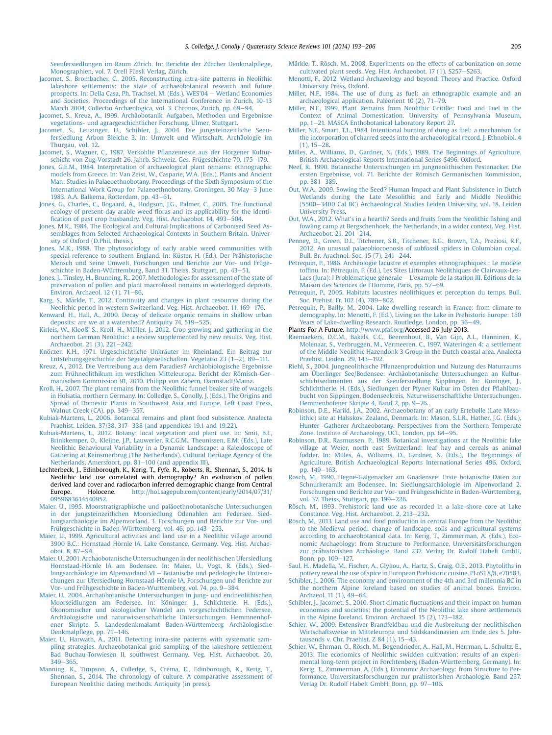Seeufersiedlungen im Raum Zürich. In: Berichte der Zürcher Denkmalpflege, Monographien, vol. 7. Orell Füssli Verlag, Zürich.

Jacomet, S., Brombacher, C., 2005. Reconstructing intra-site patterns in Neolithic lakeshore settlements: the state of archaeobotanical research and future prospects. In: Della Casa, Ph, Trachsel, M. (Eds.), WES'04 – Wetland Economies and Societies. Proceedings of the International Conference in Zurich, 10-13 March 2004, Collectio Archæologica, vol. 3. Chronos, Zurich, pp. 69–94.

Jacomet, S., Kreuz, A., 1999. Archäobotanik. Aufgaben, Methoden und Ergebnisse vegetations- und agrargeschichtlicher Forschung. Ulmer, Stuttgart.

Jacomet, S., Leuzinger, U., Schibler, J., 2004. Die jungsteinzeitliche Seeufersiedlung Arbon Bleiche 3. In: Umwelt und Wirtschaft, Archäologie im Thurgau, vol. 12.

Jacomet, S., Wagner, C., 1987. Verkohlte Pflanzenreste aus der Horgener Kulturschicht von Zug-Vorstadt 26. Jahrb. Schweiz. Ges. Frügeschichte 70, 175–179.

Jones, G.E.M., 1984. Interpretation of archaeological plant remains: ethnographic models from Greece. In: Van Zeist, W., Casparie, W.A. (Eds.), Plants and Ancient Man: Studies in Palaeoethnobotany. Proceedings of the Sixth Symposium of the International Work Group for Palaeoethnobotany, Groningen, 30 May–3 June 1983. A.A. Balkema, Rotterdam, pp. 43–61.

Jones, G., Charles, C., Bogaard, A., Hodgson, J.G., Palmer, C., 2005. The functional ecology of present-day arable weed floras and its applicability for the identification of past crop husbandry. Veg. Hist. Archaeobot. 14, 493–504.

Jones, M.K., 1984. The Ecological and Cultural Implications of Carbonised Seed Assemblages from Selected Archaeological Contexts in Southern Britain. University of Oxford (D.Phil. thesis).

Jones, M.K., 1988. The phytosociology of early arable weed communities with special reference to southern England. In: Küster, H. (Ed.), Der Prähistorische Mensch und Seine Umwelt, Forschungen und Berichte zur Vor- und Frügeschichte in Baden-Württemberg, Band 31. Theiss, Stuttgart, pp. 43–51.

Jones, J., Tinsley, H., Brunning, R., 2007. Methodologies for assessment of the state of preservation of pollen and plant macrofossil remains in waterlogged deposits. Environ. Archaeol. 12 (1), 71–86.

Karg, S., Märkle, T., 2012. Continuity and changes in plant resources during the Neolithic period in western Switzerland. Veg. Hist. Archaeobot. 11, 169–176.

Kenward, H., Hall, A., 2000. Decay of delicate organic remains in shallow urban deposits: are we at a watershed? Antiquity 74, 519–525.

Kirleis, W., Klooß, S., Kroll, H., Müller, J., 2012. Crop growing and gathering in the northern German Neolithic: a review supplemented by new results. Veg. Hist. Archaeobot. 21 (3), 221–242.

Knörzer, K.H., 1971. Urgeschichtliche Unkräuter im Rheinland. Ein Beitrag zur Entstehungsgeschichte der Segetalgesellschaften. Vegetatio 23 (1–2), 89–111.

Kreuz, A., 2012. Die Vertreibung aus dem Paradies? Archäobiologische Ergebnisse zum Frühneolithikum im westlichen Mitteleuropa. Bericht der Römisch-Germanischen Kommission 91, 2010. Philipp von Zabern, Darmstadt/Mainz.

Kroll, H., 2007. The plant remains from the Neolithic funnel beaker site of wangels in Holsatia, northern Germany. In: Colledge, S., Conolly, J. (Eds.), The Origins and Spread of Domestic Plants in Southwest Asia and Europe. Left Coast Press, Walnut Creek (CA), pp. 349–357.

Kubiak-Martens, L., 2006. Botanical remains and plant food subsistence. Analecta Praehist. Leiden. 37/38, 317–338 (and appendices 19.1 and 19.22).

Kubiak-Martens, L., 2012. Botany: local vegetation and plant use. In: Smit, B.I., Brinkkemper, O., Kleijne, J.P., Lauwerier, R.C.G.M., Theunissen, E.M. (Eds.), Late Neolithic Behavioural Variability in a Dynamic Landscape: a Kaleidoscope of Gathering at Keinsmerbrug (The Netherlands). Cultural Heritage Agency of the Netherlands, Amersfoort, pp. 81–100 (and appendix III).

Lechterbeck, J., Edinborough, K., Kerig, T., Fyfe, R., Roberts, R., Shennan, S., 2014. Is Neolithic land use correlated with demography? An evaluation of pollen derived land cover and radiocarbon inferred demographic change from Central Europe. Holocene. http://hol.sagepub.com/content/early/2014/07/31/0959683614540952.

Maier, U., 1995. Moorstratigraphische und paläoethnobotanische Untersuchungen in der jungsteinzeitlichen Moorsiedlung Ödenahlen am Federsee. Siedlungsarchäologie im Alpenvorland. 3. Forschungen und Berichte zur Vor- und Frühgeschichte in Baden-Württemberg, vol. 46, pp. 143–253.

Maier, U., 1999. Agricultural activities and land use in a Neolithic village around 3900 B.C.: Hornstaad Hörnle IA, Lake Constance, Germany. Veg. Hist. Archaeobot. 8, 87–94.

Maier, U., 2001. Archäobotanische Untersuchungen in der neolithischen Ufersiedlung Hornstaad-Hörnle IA am Bodensee. In: Maier, U., Vogt, R. (Eds.), Siedlungsarchäologie im Alpenvorland VI – Botanische und pedologische Untersuchungen zur Ufersiedlung Hornstaad-Hörnle IA, Forschungen und Berichte zur Vor- und Frühgeschichte in Baden-Wurttemberg, vol. 74, pp. 9–384.

Maier, U., 2004. Archaöbotanische Untersuchungen in jung- und endneolithischen Moorseidlungen am Federsee. In: Köninger, J., Schlichterle, H. (Eds.), Ökonomischer und ökologischer Wandel am vorgeschichtlichen Federsee. Archäologische und naturwissenschaftliche Untersuchungen. Hemmenhofener Skripte 5. Landesdenkmalamt Baden-Württemberg Archäologische Denkmalpflege, pp. 71–146.

Maier, U., Harwath, A., 2011. Detecting intra-site patterns with systematic sampling strategies. Archaeobotanical grid sampling of the lakeshore settlement Bad Buchau-Torwiesen II, southwest Germany. Veg. Hist. Archaeobot. 20, 349–365.

Manning, K., Timpson, A., Colledge, S., Crema, E., Edinborough, K., Kerig, T., Shennan, S., 2014. The chronology of culture. A comparative assessment of European Neolithic dating methods. Antiquity (in press).

Märkle, T., Rösch, M., 2008. Experiments on the effects of carbonization on some cultivated plant seeds. Veg. Hist. Archaeobot. 17 (1), S257–S263.

Menotti, F., 2012. Wetland Archaeology and beyond. Theory and Practice. Oxford University Press, Oxford.

Miller, N.F., 1984. The use of dung as fuel: an ethnographic example and an archaeological application. Paléorient 10 (2), 71–79.

Miller, N.F., 1999. Plant Remains from Neolithic Gritille: Food and Fuel in the Context of Animal Domestication. University of Pennsylvania Museum, pp. 1–21. MASCA Enthobotanical Laboratory Report 27.

Miller, N.F., Smart, T.L., 1984. Intentional burning of dung as fuel: a mechanism for the incorporation of charred seeds into the archaeological record. J. Ethnobiol. 4 (1), 15–28.

Milles, A., Williams, D., Gardner, N. (Eds.), 1989. The Beginnings of Agriculture. British Archaeological Reports International Series S496. Oxford.

Neef, R., 1990. Botanische Untersuchungen im jungneolithischen Pestenacker. Die ersten Ergebnisse, vol. 71. Berichte der Römisch Germanischen Kommission, pp. 381–389.

Out, W.A., 2009. Sowing the Seed? Human Impact and Plant Subsistence in Dutch Wetlands during the Late Mesolithic and Early and Middle Neolithic (5500–3400 Cal BC) Archaeological Studies Leiden University, vol. 18. Leiden University Press.

Out, W.A., 2012. What's in a hearth? Seeds and fruits from the Neolithic fishing and fowling camp at Bergschenhoek, the Netherlands, in a wider context. Veg. Hist. Archaeobot. 21, 201–214.

Penney, D., Green, D.I., Titchener, S.B., Titchener, B.G., Brown, T.A., Preziosi, R.F., 2012. An unusual palaeobiocoenosis of subfossil spiders in Columbian copal. Bull. Br. Arachnol. Soc. 15 (7), 241–244.

Pétrequin, P., 1986. Archéologie lacustre et exemples ethnographiques : Le modèle toffinu. In: Pétrequin, P. (Ed.), Les Sites Littoraux Néolithiques de Clairvaux-Les-Lacs (Jura): I Problématique générale – L'exemple de la station III. Éditions de la Maison des Sciences de l'Homme, Paris, pp. 57–69.

Pétrequin, P., 2005. Habitats lacustres néolithiques et perception du temps. Bull. Soc. Prehist. Fr. 102 (4), 789–802.

Pétrequin, P., Bailly, M., 2004. Lake dwelling research in France: from climate to demography. In: Menotti, F. (Ed.), Living on the Lake in Prehistoric Europe: 150 Years of Lake-dwelling Research. Routledge, London, pp. 36–49.

Plants For A Future. http://www.pfaf.org/Accessed 26 July 2013.

Raemaekers, D.C.M., Bakels, C.C., Beerenhout, B., Van Gijn, A.L., Hanninen, K., Molenaar, S., Verbruggen, M., Vermeeren, C., 1997. Wateringen 4: a settlement of the Middle Neolithic Hazendonk 3 Group in the Dutch coastal area. Analecta Praehist. Leiden. 29, 143–192.

Riehl, S., 2004. Jungneolithische Pflanzenproduktion und Nutzung des Naturraums am Überlinger See/Bodensee: Archäobotanische Untersuchungen an Kulturschichtsedimenten aus der Seeufersiedlung Sipplingen. In: Köninger, J., Schlichtherle, H. (Eds.), Siedlungen der Pfyner Kultur im Osten der Pfahlbaubucht von Sipplingen, Bodenseekreis, Naturwissenschaftliche Untersuchungen. Hemmenhofener Skripte 4, Band 2, pp. 9–76.

Robinson, D.E., Harild, J.A., 2002. Archaeobotany of an early Ertebølle (Late Mesolithic) site at Halsskov, Zealand, Denmark. In: Mason, S.L.R., Hather, J.G. (Eds.), Hunter–Gatherer Archaeobotany. Perspectives from the Northern Temperate Zone. Institute of Archaeology, UCL, London, pp. 84–95.

Robinson, D.R., Rasmussen, P., 1989. Botanical investigations at the Neolithic lake village at Weier, north east Switzerland: leaf hay and cereals as animal fodder. In: Milles, A., Williams, D., Gardner, N. (Eds.), The Beginnings of Agriculture, British Archaeological Reports International Series 496. Oxford, pp. 149–163.

Rösch, M., 1990. Hegne-Galgenacker am Gnadensee: Erste botanische Daten zur Schnurkeramik am Bodensee. In: Siedlungsarchäologie im Alpenvorland 2. Forschungen und Berichte zur Vor- und Frühgeschichte in Baden-Württemberg, vol. 37. Theiss, Stuttgart, pp. 199–226.

Rösch, M., 1993. Prehistoric land use as recorded in a lake-shore core at Lake Constance. Veg. Hist. Archaeobot. 2, 213–232.

Rösch, M., 2013. Land use and food production in central Europe from the Neolithic to the Medieval period: change of landscape, soils and agricultural systems according to archaeobotanical data. In: Kerig, T., Zimmerman, A. (Eds.), Economic Archaeology: from Structure to Performance, Universitätsforschungen zur prähistorishen Archäologie, Band 237. Verlag Dr. Rudolf Habelt GmbH, Bonn, pp. 109–127.

Saul, H., Madella, M., Fischer, A., Glykou, A., Hartz, S., Craig, O.E., 2013. Phytoliths in pottery reveal the use of spice in European Prehistoric cuisine. PLoS1 8/8, e70583.

Schibler, J., 2006. The economy and environment of the 4th and 3rd millennia BC in the northern Alpine foreland based on studies of animal bones. Environ. Archaeol. 11 (1), 49–64.

Schibler, J., Jacomet, S., 2010. Short climatic fluctuations and their impact on human economies and societies: the potential of the Neolithic lake shore settlements in the Alpine foreland. Environ. Archaeol. 15 (2), 173–182.

Schier, W., 2009. Extensiver Brandfeldbau und die Ausbreitung der neolithischen Wirtschaftsweise in Mitteleuropa und Südskandinavien am Ende des 5. Jahrtausends v. Chr. Praehist. Z 84 (1), 15–43.

Schier, W., Ehrman, O., Rösch, M., Bogendrieder, A., Hall, M., Herrman, L., Schultz, E., 2013. The economics of Neolithic swidden cultivation: results of an experimental long-term project in Forchtenberg (Baden-Württemberg, Germany). In: Kerig, T., Zimmerman, A. (Eds.), Economic Archaeology: from Structure to Performance, Universitätsforschungen zur prähistorishen Archäologie, Band 237. Verlag Dr. Rudolf Habelt GmbH, Bonn, pp. 97–106.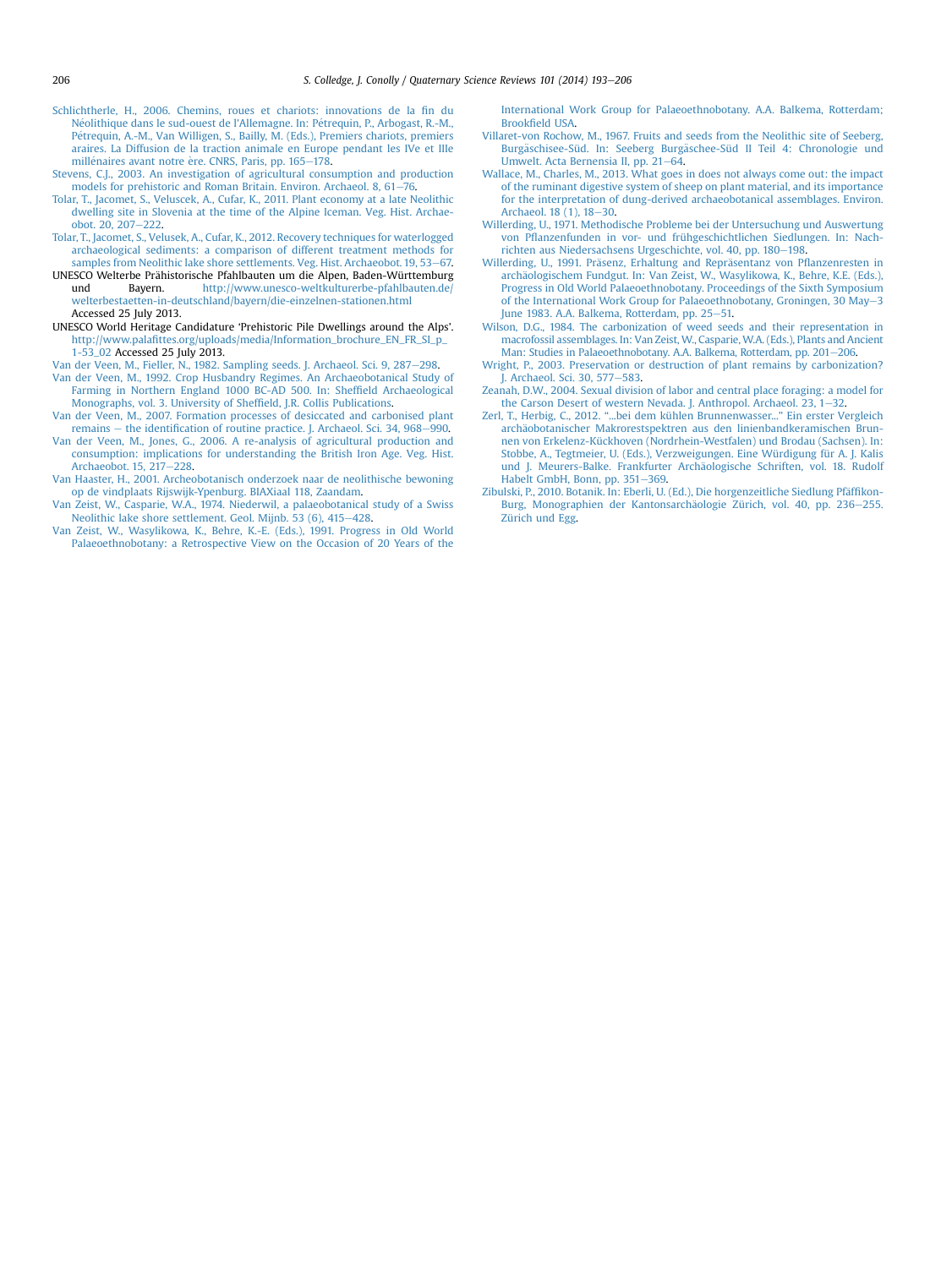Schlichtherle, H., 2006. Chemins, roues et chariots: innovations de la fin du Néolithique dans le sud-ouest de l'Allemagne. In: Pétrequin, P., Arbogast, R.-M., Pétrequin, A.-M., Van Willigen, S., Bailly, M. (Eds.), Premiers chariots, premiers araires. La Diffusion de la traction animale en Europe pendant les IVe et IIIe millénaires avant notre ère. CNRS, Paris, pp. 165–178.

Stevens, C.J., 2003. An investigation of agricultural consumption and production models for prehistoric and Roman Britain. Environ. Archaeol. 8, 61–76.

Tolar, T., Jacomet, S., Veluscek, A., Cufar, K., 2011. Plant economy at a late Neolithic dwelling site in Slovenia at the time of the Alpine Iceman. Veg. Hist. Archaeobot. 20, 207–222.

Tolar, T., Jacomet, S., Velusek, A., Cufar, K., 2012. Recovery techniques for waterlogged archaeological sediments: a comparison of different treatment methods for samples from Neolithic lake shore settlements. Veg. Hist. Archaeobot. 19, 53–67.

UNESCO Welterbe Prähistorische Pfahlbauten um die Alpen, Baden-Württemburg und Bayern. http://www.unesco-weltkulturerbe-pfahlbauten.de/welterbestaetten-in-deutschland/bayern/die-einzelnen-stationen.html Accessed 25 July 2013.

UNESCO World Heritage Candidature 'Prehistoric Pile Dwellings around the Alps'. http://www.palafittes.org/uploads/media/Information_brochure_EN_FR_SI_p_1-53_02 Accessed 25 July 2013.

Van der Veen, M., Fieller, N., 1982. Sampling seeds. J. Archaeol. Sci. 9, 287–298.

Van der Veen, M., 1992. Crop Husbandry Regimes. An Archaeobotanical Study of Farming in Northern England 1000 BC-AD 500. In: Sheffield Archaeological Monographs, vol. 3. University of Sheffield, J.R. Collis Publications.

Van der Veen, M., 2007. Formation processes of desiccated and carbonised plant remains – the identification of routine practice. J. Archaeol. Sci. 34, 968–990.

Van der Veen, M., Jones, G., 2006. A re-analysis of agricultural production and consumption: implications for understanding the British Iron Age. Veg. Hist. Archaeobot. 15, 217–228.

Van Haaster, H., 2001. Archeobotanisch onderzoek naar de neolithische bewoning op de vindplaats Rijswijk-Ypenburg. BIAXiaal 118, Zaandam.

Van Zeist, W., Casparie, W.A., 1974. Niederwil, a palaeobotanical study of a Swiss Neolithic lake shore settlement. Geol. Mijnb. 53 (6), 415–428.

Van Zeist, W., Wasylikowa, K., Behre, K.-E. (Eds.), 1991. Progress in Old World Palaeoethnobotany: a Retrospective View on the Occasion of 20 Years of the International Work Group for Palaeoethnobotany. A.A. Balkema, Rotterdam; Brookfield USA.

Villaret-von Rochow, M., 1967. Fruits and seeds from the Neolithic site of Seeberg, Burgäschisee-Süd. In: Seeberg Burgäschee-Süd II Teil 4: Chronologie und Umwelt. Acta Bernensia II, pp. 21–64.

Wallace, M., Charles, M., 2013. What goes in does not always come out: the impact of the ruminant digestive system of sheep on plant material, and its importance for the interpretation of dung-derived archaeobotanical assemblages. Environ. Archaeol. 18 (1), 18–30.

Willerding, U., 1971. Methodische Probleme bei der Untersuchung und Auswertung von Pflanzenfunden in vor- und frühgeschichtlichen Siedlungen. In: Nachrichten aus Niedersachsens Urgeschichte, vol. 40, pp. 180–198.

Willerding, U., 1991. Präsenz, Erhaltung und Repräsentanz von Pflanzenresten in archäologischem Fundgut. In: Van Zeist, W., Wasylikowa, K., Behre, K.E. (Eds.), Progress in Old World Palaeoethnobotany. Proceedings of the Sixth Symposium of the International Work Group for Palaeoethnobotany, Groningen, 30 May–3 June 1983. A.A. Balkema, Rotterdam, pp. 25–51.

Wilson, D.G., 1984. The carbonization of weed seeds and their representation in macrofossil assemblages. In: Van Zeist, W., Casparie, W.A. (Eds.), Plants and Ancient Man: Studies in Palaeoethnobotany. A.A. Balkema, Rotterdam, pp. 201–206.

Wright, P., 2003. Preservation or destruction of plant remains by carbonization? J. Archaeol. Sci. 30, 577–583.

Zeanah, D.W., 2004. Sexual division of labor and central place foraging: a model for the Carson Desert of western Nevada. J. Anthropol. Archaeol. 23, 1–32.

Zerl, T., Herbig, C., 2012. "...bei dem kühlen Brunnenwasser..." Ein erster Vergleich archäobotanischer Makrorestspektren aus den linienbandkeramischen Brunnen von Erkelenz-Kückhoven (Nordrhein-Westfalen) und Brodau (Sachsen). In: Stobbe, A., Tegtmeier, U. (Eds.), Verzweigungen. Eine Würdigung für A. J. Kalis und J. Meurers-Balke. Frankfurter Archäologische Schriften, vol. 18. Rudolf Habelt GmbH, Bonn, pp. 351–369.

Zibulski, P., 2010. Botanik. In: Eberli, U. (Ed.), Die horgenzeitliche Siedlung Pfäffikon-Burg, Monographien der Kantonsarchäologie Zürich, vol. 40, pp. 236–255. Zürich und Egg.